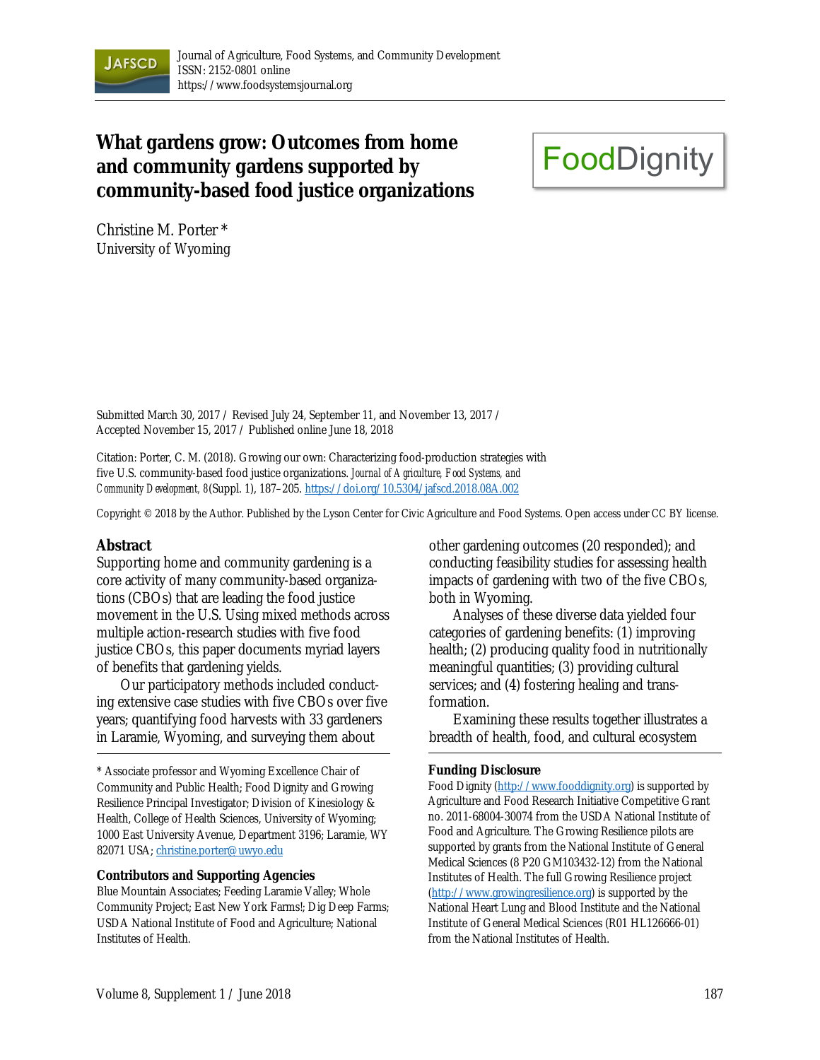# What gardens grow: Outcomes from home and community gardens supported by community-based food justice organizations

FoodDignity

Christine M. Porter *
University of Wyoming

Submitted March 30, 2017 / Revised July 24, September 11, and November 13, 2017 / Accepted November 15, 2017 / Published online June 18, 2018

Citation: Porter, C. M. (2018). Growing our own: Characterizing food-production strategies with five U.S. community-based food justice organizations. *Journal of Agriculture, Food Systems, and Community Development, 8*(Suppl. 1), 187–205. https://doi.org/10.5304/jafscd.2018.08A.002

Copyright © 2018 by the Author. Published by the Lyson Center for Civic Agriculture and Food Systems. Open access under CC BY license.

## Abstract

Supporting home and community gardening is a core activity of many community-based organizations (CBOs) that are leading the food justice movement in the U.S. Using mixed methods across multiple action-research studies with five food justice CBOs, this paper documents myriad layers of benefits that gardening yields.

Our participatory methods included conducting extensive case studies with five CBOs over five years; quantifying food harvests with 33 gardeners in Laramie, Wyoming, and surveying them about other gardening outcomes (20 responded); and conducting feasibility studies for assessing health impacts of gardening with two of the five CBOs, both in Wyoming.

Analyses of these diverse data yielded four categories of gardening benefits: (1) improving health; (2) producing quality food in nutritionally meaningful quantities; (3) providing cultural services; and (4) fostering healing and transformation.

Examining these results together illustrates a breadth of health, food, and cultural ecosystem

---

* Associate professor and Wyoming Excellence Chair of Community and Public Health; Food Dignity and Growing Resilience Principal Investigator; Division of Kinesiology & Health, College of Health Sciences, University of Wyoming; 1000 East University Avenue, Department 3196; Laramie, WY 82071 USA; christine.porter@uwyo.edu

### Contributors and Supporting Agencies

Blue Mountain Associates; Feeding Laramie Valley; Whole Community Project; East New York Farms!; Dig Deep Farms; USDA National Institute of Food and Agriculture; National Institutes of Health.

### Funding Disclosure

Food Dignity (http://www.fooddignity.org) is supported by Agriculture and Food Research Initiative Competitive Grant no. 2011-68004-30074 from the USDA National Institute of Food and Agriculture. The Growing Resilience pilots are supported by grants from the National Institute of General Medical Sciences (8 P20 GM103432-12) from the National Institutes of Health. The full Growing Resilience project (http://www.growingresilience.org) is supported by the National Heart Lung and Blood Institute and the National Institute of General Medical Sciences (R01 HL126666-01) from the National Institutes of Health.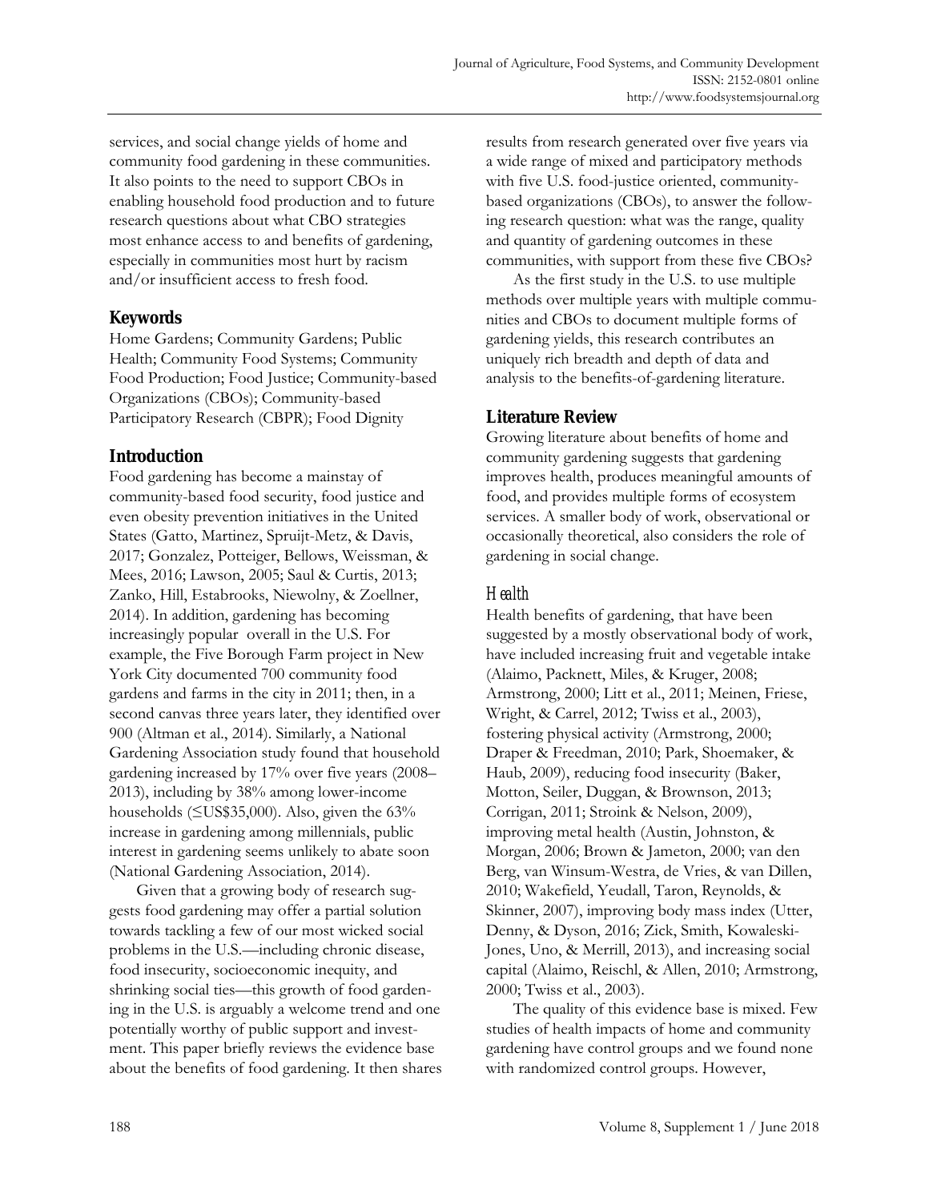services, and social change yields of home and community food gardening in these communities. It also points to the need to support CBOs in enabling household food production and to future research questions about what CBO strategies most enhance access to and benefits of gardening, especially in communities most hurt by racism and/or insufficient access to fresh food.

## Keywords

Home Gardens; Community Gardens; Public Health; Community Food Systems; Community Food Production; Food Justice; Community-based Organizations (CBOs); Community-based Participatory Research (CBPR); Food Dignity

## Introduction

Food gardening has become a mainstay of community-based food security, food justice and even obesity prevention initiatives in the United States (Gatto, Martinez, Spruijt-Metz, & Davis, 2017; Gonzalez, Potteiger, Bellows, Weissman, & Mees, 2016; Lawson, 2005; Saul & Curtis, 2013; Zanko, Hill, Estabrooks, Niewolny, & Zoellner, 2014). In addition, gardening has becoming increasingly popular overall in the U.S. For example, the Five Borough Farm project in New York City documented 700 community food gardens and farms in the city in 2011; then, in a second canvas three years later, they identified over 900 (Altman et al., 2014). Similarly, a National Gardening Association study found that household gardening increased by 17% over five years (2008–2013), including by 38% among lower-income households (≤US$35,000). Also, given the 63% increase in gardening among millennials, public interest in gardening seems unlikely to abate soon (National Gardening Association, 2014).

Given that a growing body of research suggests food gardening may offer a partial solution towards tackling a few of our most wicked social problems in the U.S.—including chronic disease, food insecurity, socioeconomic inequity, and shrinking social ties—this growth of food gardening in the U.S. is arguably a welcome trend and one potentially worthy of public support and investment. This paper briefly reviews the evidence base about the benefits of food gardening. It then shares results from research generated over five years via a wide range of mixed and participatory methods with five U.S. food-justice oriented, community-based organizations (CBOs), to answer the following research question: what was the range, quality and quantity of gardening outcomes in these communities, with support from these five CBOs?

As the first study in the U.S. to use multiple methods over multiple years with multiple communities and CBOs to document multiple forms of gardening yields, this research contributes an uniquely rich breadth and depth of data and analysis to the benefits-of-gardening literature.

## Literature Review

Growing literature about benefits of home and community gardening suggests that gardening improves health, produces meaningful amounts of food, and provides multiple forms of ecosystem services. A smaller body of work, observational or occasionally theoretical, also considers the role of gardening in social change.

### *Health*

Health benefits of gardening, that have been suggested by a mostly observational body of work, have included increasing fruit and vegetable intake (Alaimo, Packnett, Miles, & Kruger, 2008; Armstrong, 2000; Litt et al., 2011; Meinen, Friese, Wright, & Carrel, 2012; Twiss et al., 2003), fostering physical activity (Armstrong, 2000; Draper & Freedman, 2010; Park, Shoemaker, & Haub, 2009), reducing food insecurity (Baker, Motton, Seiler, Duggan, & Brownson, 2013; Corrigan, 2011; Stroink & Nelson, 2009), improving metal health (Austin, Johnston, & Morgan, 2006; Brown & Jameton, 2000; van den Berg, van Winsum-Westra, de Vries, & van Dillen, 2010; Wakefield, Yeudall, Taron, Reynolds, & Skinner, 2007), improving body mass index (Utter, Denny, & Dyson, 2016; Zick, Smith, Kowaleski-Jones, Uno, & Merrill, 2013), and increasing social capital (Alaimo, Reischl, & Allen, 2010; Armstrong, 2000; Twiss et al., 2003).

The quality of this evidence base is mixed. Few studies of health impacts of home and community gardening have control groups and we found none with randomized control groups. However,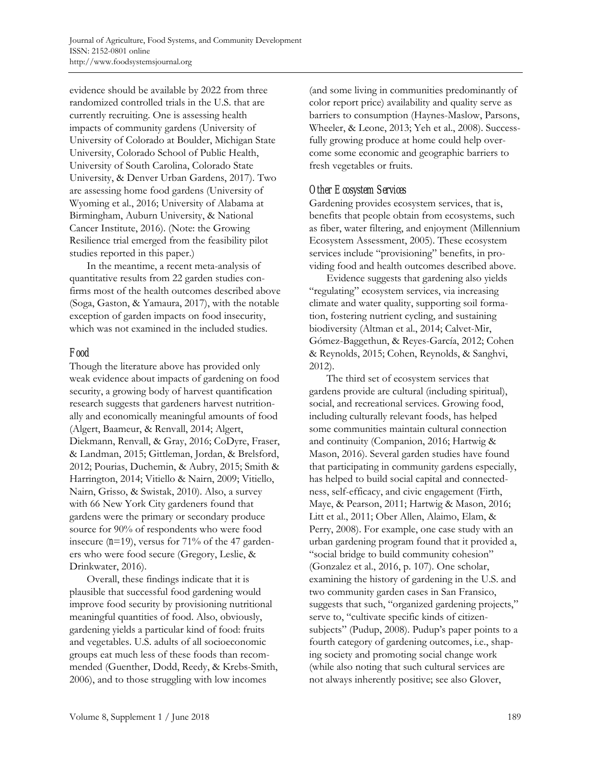evidence should be available by 2022 from three randomized controlled trials in the U.S. that are currently recruiting. One is assessing health impacts of community gardens (University of University of Colorado at Boulder, Michigan State University, Colorado School of Public Health, University of South Carolina, Colorado State University, & Denver Urban Gardens, 2017). Two are assessing home food gardens (University of Wyoming et al., 2016; University of Alabama at Birmingham, Auburn University, & National Cancer Institute, 2016). (Note: the Growing Resilience trial emerged from the feasibility pilot studies reported in this paper.)

In the meantime, a recent meta-analysis of quantitative results from 22 garden studies confirms most of the health outcomes described above (Soga, Gaston, & Yamaura, 2017), with the notable exception of garden impacts on food insecurity, which was not examined in the included studies.

## Food

Though the literature above has provided only weak evidence about impacts of gardening on food security, a growing body of harvest quantification research suggests that gardeners harvest nutritionally and economically meaningful amounts of food (Algert, Baameur, & Renvall, 2014; Algert, Diekmann, Renvall, & Gray, 2016; CoDyre, Fraser, & Landman, 2015; Gittleman, Jordan, & Brelsford, 2012; Pourias, Duchemin, & Aubry, 2015; Smith & Harrington, 2014; Vitiello & Nairn, 2009; Vitiello, Nairn, Grisso, & Swistak, 2010). Also, a survey with 66 New York City gardeners found that gardens were the primary or secondary produce source for 90% of respondents who were food insecure (*n*=19), versus for 71% of the 47 gardeners who were food secure (Gregory, Leslie, & Drinkwater, 2016).

Overall, these findings indicate that it is plausible that successful food gardening would improve food security by provisioning nutritional meaningful quantities of food. Also, obviously, gardening yields a particular kind of food: fruits and vegetables. U.S. adults of all socioeconomic groups eat much less of these foods than recommended (Guenther, Dodd, Reedy, & Krebs-Smith, 2006), and to those struggling with low incomes (and some living in communities predominantly of color report price) availability and quality serve as barriers to consumption (Haynes-Maslow, Parsons, Wheeler, & Leone, 2013; Yeh et al., 2008). Successfully growing produce at home could help overcome some economic and geographic barriers to fresh vegetables or fruits.

## Other Ecosystem Services

Gardening provides ecosystem services, that is, benefits that people obtain from ecosystems, such as fiber, water filtering, and enjoyment (Millennium Ecosystem Assessment, 2005). These ecosystem services include "provisioning" benefits, in providing food and health outcomes described above.

Evidence suggests that gardening also yields "regulating" ecosystem services, via increasing climate and water quality, supporting soil formation, fostering nutrient cycling, and sustaining biodiversity (Altman et al., 2014; Calvet-Mir, Gómez-Baggethun, & Reyes-García, 2012; Cohen & Reynolds, 2015; Cohen, Reynolds, & Sanghvi, 2012).

The third set of ecosystem services that gardens provide are cultural (including spiritual), social, and recreational services. Growing food, including culturally relevant foods, has helped some communities maintain cultural connection and continuity (Companion, 2016; Hartwig & Mason, 2016). Several garden studies have found that participating in community gardens especially, has helped to build social capital and connectedness, self-efficacy, and civic engagement (Firth, Maye, & Pearson, 2011; Hartwig & Mason, 2016; Litt et al., 2011; Ober Allen, Alaimo, Elam, & Perry, 2008). For example, one case study with an urban gardening program found that it provided a, "social bridge to build community cohesion" (Gonzalez et al., 2016, p. 107). One scholar, examining the history of gardening in the U.S. and two community garden cases in San Fransico, suggests that such, "organized gardening projects," serve to, "cultivate specific kinds of citizen-subjects" (Pudup, 2008). Pudup's paper points to a fourth category of gardening outcomes, i.e., shaping society and promoting social change work (while also noting that such cultural services are not always inherently positive; see also Glover,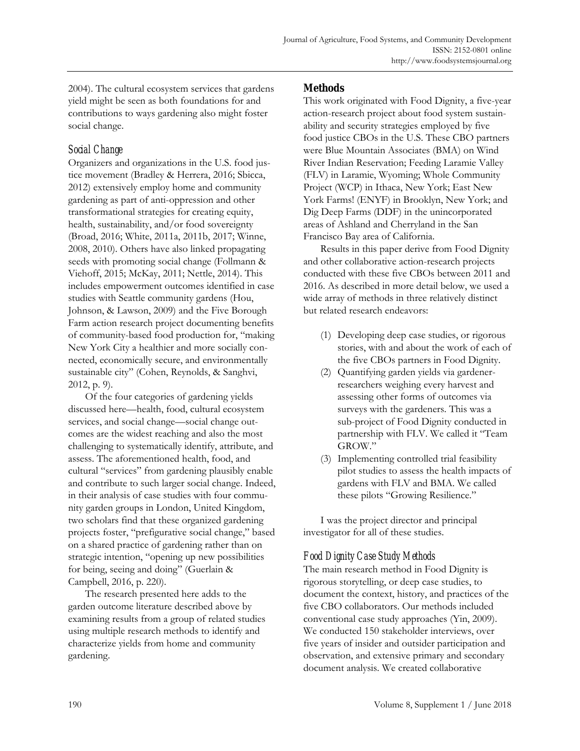2004). The cultural ecosystem services that gardens yield might be seen as both foundations for and contributions to ways gardening also might foster social change.

### Social Change

Organizers and organizations in the U.S. food justice movement (Bradley & Herrera, 2016; Sbicca, 2012) extensively employ home and community gardening as part of anti-oppression and other transformational strategies for creating equity, health, sustainability, and/or food sovereignty (Broad, 2016; White, 2011a, 2011b, 2017; Winne, 2008, 2010). Others have also linked propagating seeds with promoting social change (Follmann & Viehoff, 2015; McKay, 2011; Nettle, 2014). This includes empowerment outcomes identified in case studies with Seattle community gardens (Hou, Johnson, & Lawson, 2009) and the Five Borough Farm action research project documenting benefits of community-based food production for, "making New York City a healthier and more socially connected, economically secure, and environmentally sustainable city" (Cohen, Reynolds, & Sanghvi, 2012, p. 9).

Of the four categories of gardening yields discussed here—health, food, cultural ecosystem services, and social change—social change outcomes are the widest reaching and also the most challenging to systematically identify, attribute, and assess. The aforementioned health, food, and cultural "services" from gardening plausibly enable and contribute to such larger social change. Indeed, in their analysis of case studies with four community garden groups in London, United Kingdom, two scholars find that these organized gardening projects foster, "prefigurative social change," based on a shared practice of gardening rather than on strategic intention, "opening up new possibilities for being, seeing and doing" (Guerlain & Campbell, 2016, p. 220).

The research presented here adds to the garden outcome literature described above by examining results from a group of related studies using multiple research methods to identify and characterize yields from home and community gardening.

## Methods

This work originated with Food Dignity, a five-year action-research project about food system sustainability and security strategies employed by five food justice CBOs in the U.S. These CBO partners were Blue Mountain Associates (BMA) on Wind River Indian Reservation; Feeding Laramie Valley (FLV) in Laramie, Wyoming; Whole Community Project (WCP) in Ithaca, New York; East New York Farms! (ENYF) in Brooklyn, New York; and Dig Deep Farms (DDF) in the unincorporated areas of Ashland and Cherryland in the San Francisco Bay area of California.

Results in this paper derive from Food Dignity and other collaborative action-research projects conducted with these five CBOs between 2011 and 2016. As described in more detail below, we used a wide array of methods in three relatively distinct but related research endeavors:

(1) Developing deep case studies, or rigorous stories, with and about the work of each of the five CBOs partners in Food Dignity.
(2) Quantifying garden yields via gardener-researchers weighing every harvest and assessing other forms of outcomes via surveys with the gardeners. This was a sub-project of Food Dignity conducted in partnership with FLV. We called it "Team GROW."
(3) Implementing controlled trial feasibility pilot studies to assess the health impacts of gardens with FLV and BMA. We called these pilots "Growing Resilience."

I was the project director and principal investigator for all of these studies.

### Food Dignity Case Study Methods

The main research method in Food Dignity is rigorous storytelling, or deep case studies, to document the context, history, and practices of the five CBO collaborators. Our methods included conventional case study approaches (Yin, 2009). We conducted 150 stakeholder interviews, over five years of insider and outsider participation and observation, and extensive primary and secondary document analysis. We created collaborative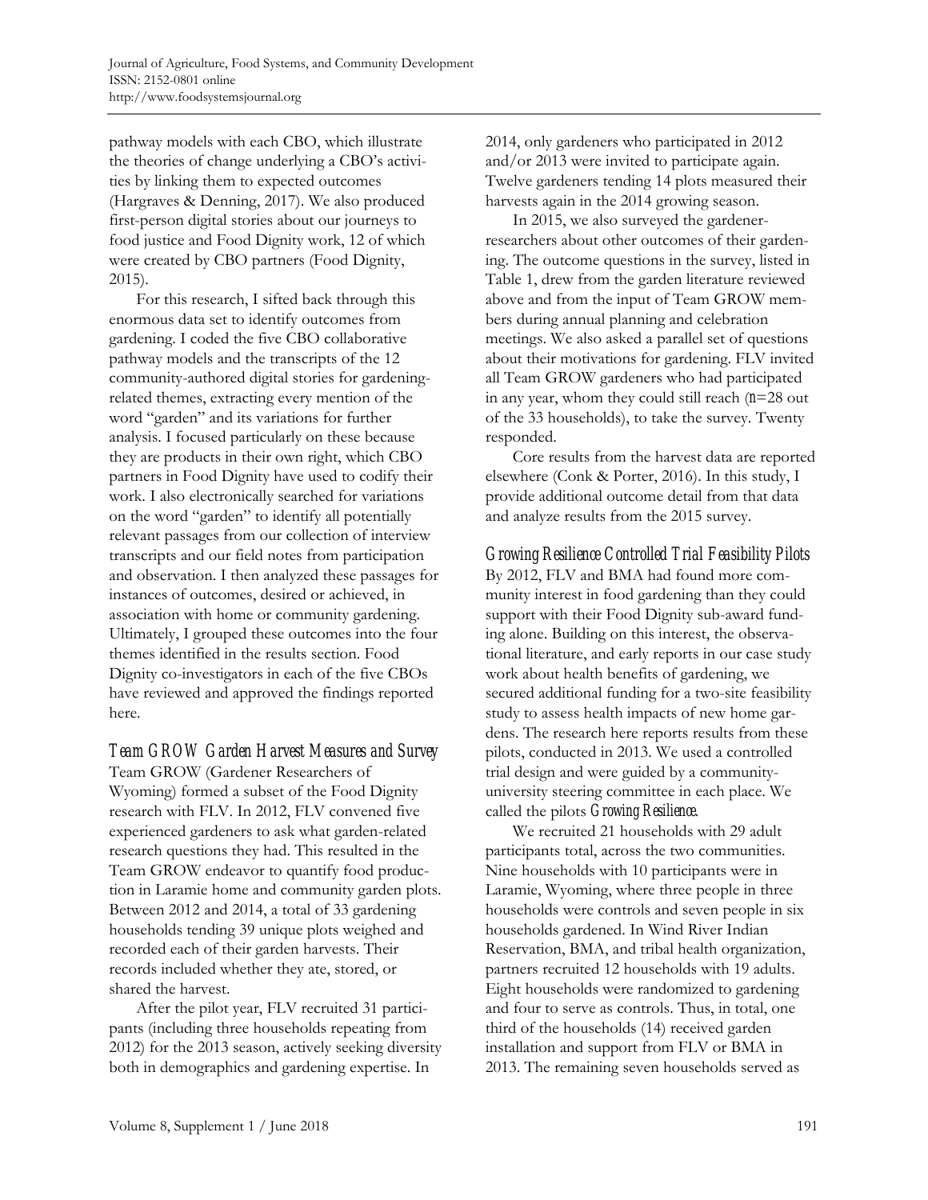pathway models with each CBO, which illustrate the theories of change underlying a CBO's activities by linking them to expected outcomes (Hargraves & Denning, 2017). We also produced first-person digital stories about our journeys to food justice and Food Dignity work, 12 of which were created by CBO partners (Food Dignity, 2015).

For this research, I sifted back through this enormous data set to identify outcomes from gardening. I coded the five CBO collaborative pathway models and the transcripts of the 12 community-authored digital stories for gardening-related themes, extracting every mention of the word "garden" and its variations for further analysis. I focused particularly on these because they are products in their own right, which CBO partners in Food Dignity have used to codify their work. I also electronically searched for variations on the word "garden" to identify all potentially relevant passages from our collection of interview transcripts and our field notes from participation and observation. I then analyzed these passages for instances of outcomes, desired or achieved, in association with home or community gardening. Ultimately, I grouped these outcomes into the four themes identified in the results section. Food Dignity co-investigators in each of the five CBOs have reviewed and approved the findings reported here.

### *Team GROW Garden Harvest Measures and Survey*

Team GROW (Gardener Researchers of Wyoming) formed a subset of the Food Dignity research with FLV. In 2012, FLV convened five experienced gardeners to ask what garden-related research questions they had. This resulted in the Team GROW endeavor to quantify food production in Laramie home and community garden plots. Between 2012 and 2014, a total of 33 gardening households tending 39 unique plots weighed and recorded each of their garden harvests. Their records included whether they ate, stored, or shared the harvest.

After the pilot year, FLV recruited 31 participants (including three households repeating from 2012) for the 2013 season, actively seeking diversity both in demographics and gardening expertise. In 2014, only gardeners who participated in 2012 and/or 2013 were invited to participate again. Twelve gardeners tending 14 plots measured their harvests again in the 2014 growing season.

In 2015, we also surveyed the gardener-researchers about other outcomes of their gardening. The outcome questions in the survey, listed in Table 1, drew from the garden literature reviewed above and from the input of Team GROW members during annual planning and celebration meetings. We also asked a parallel set of questions about their motivations for gardening. FLV invited all Team GROW gardeners who had participated in any year, whom they could still reach ($n$=28 out of the 33 households), to take the survey. Twenty responded.

Core results from the harvest data are reported elsewhere (Conk & Porter, 2016). In this study, I provide additional outcome detail from that data and analyze results from the 2015 survey.

### *Growing Resilience Controlled Trial Feasibility Pilots*

By 2012, FLV and BMA had found more community interest in food gardening than they could support with their Food Dignity sub-award funding alone. Building on this interest, the observational literature, and early reports in our case study work about health benefits of gardening, we secured additional funding for a two-site feasibility study to assess health impacts of new home gardens. The research here reports results from these pilots, conducted in 2013. We used a controlled trial design and were guided by a community-university steering committee in each place. We called the pilots *Growing Resilience*.

We recruited 21 households with 29 adult participants total, across the two communities. Nine households with 10 participants were in Laramie, Wyoming, where three people in three households were controls and seven people in six households gardened. In Wind River Indian Reservation, BMA, and tribal health organization, partners recruited 12 households with 19 adults. Eight households were randomized to gardening and four to serve as controls. Thus, in total, one third of the households (14) received garden installation and support from FLV or BMA in 2013. The remaining seven households served as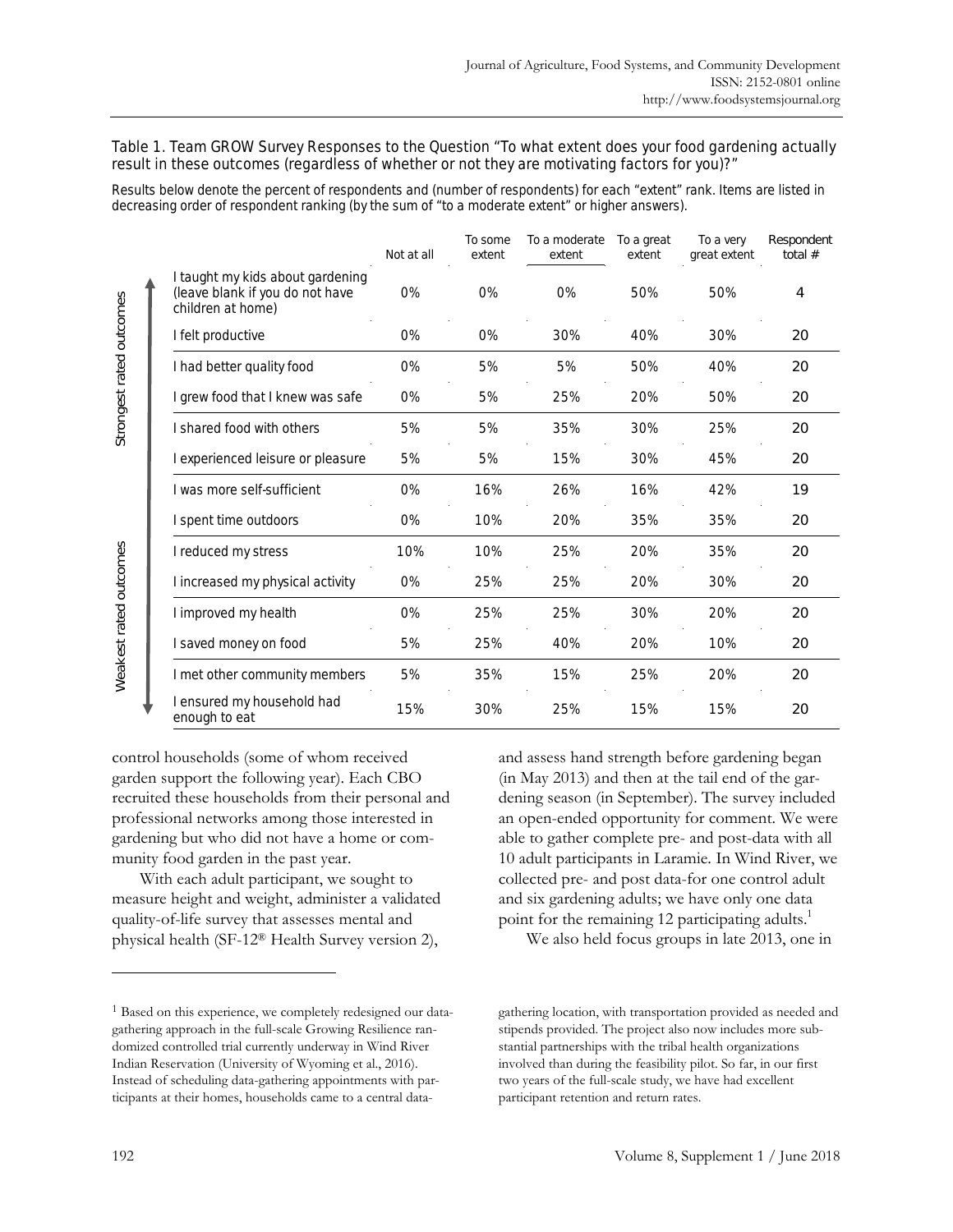Table 1. Team GROW Survey Responses to the Question "To what extent does your food gardening actually result in these outcomes (regardless of whether or not they are motivating factors for you)?"

Results below denote the percent of respondents and (number of respondents) for each "extent" rank. Items are listed in decreasing order of respondent ranking (by the sum of "to a moderate extent" or higher answers).

| | | Not at all | To some extent | To a moderate extent | To a great extent | To a very great extent | Respondent total # |
|---|---|---|---|---|---|---|---|
| Strongest rated outcomes | I taught my kids about gardening (leave blank if you do not have children at home) | 0% | 0% | 0% | 50% | 50% | 4 |
| | I felt productive | 0% | 0% | 30% | 40% | 30% | 20 |
| | I had better quality food | 0% | 5% | 5% | 50% | 40% | 20 |
| | I grew food that I knew was safe | 0% | 5% | 25% | 20% | 50% | 20 |
| | I shared food with others | 5% | 5% | 35% | 30% | 25% | 20 |
| | I experienced leisure or pleasure | 5% | 5% | 15% | 30% | 45% | 20 |
| | I was more self-sufficient | 0% | 16% | 26% | 16% | 42% | 19 |
| | I spent time outdoors | 0% | 10% | 20% | 35% | 35% | 20 |
| | I reduced my stress | 10% | 10% | 25% | 20% | 35% | 20 |
| | I increased my physical activity | 0% | 25% | 25% | 20% | 30% | 20 |
| | I improved my health | 0% | 25% | 25% | 30% | 20% | 20 |
| | I saved money on food | 5% | 25% | 40% | 20% | 10% | 20 |
| | I met other community members | 5% | 35% | 15% | 25% | 20% | 20 |
| Weakest rated outcomes | I ensured my household had enough to eat | 15% | 30% | 25% | 15% | 15% | 20 |

control households (some of whom received garden support the following year). Each CBO recruited these households from their personal and professional networks among those interested in gardening but who did not have a home or community food garden in the past year.

With each adult participant, we sought to measure height and weight, administer a validated quality-of-life survey that assesses mental and physical health (SF-12® Health Survey version 2), and assess hand strength before gardening began (in May 2013) and then at the tail end of the gardening season (in September). The survey included an open-ended opportunity for comment. We were able to gather complete pre- and post-data with all 10 adult participants in Laramie. In Wind River, we collected pre- and post data-for one control adult and six gardening adults; we have only one data point for the remaining 12 participating adults.[1]

We also held focus groups in late 2013, one in

[1] Based on this experience, we completely redesigned our data-gathering approach in the full-scale Growing Resilience randomized controlled trial currently underway in Wind River Indian Reservation (University of Wyoming et al., 2016). Instead of scheduling data-gathering appointments with participants at their homes, households came to a central data-gathering location, with transportation provided as needed and stipends provided. The project also now includes more substantial partnerships with the tribal health organizations involved than during the feasibility pilot. So far, in our first two years of the full-scale study, we have had excellent participant retention and return rates.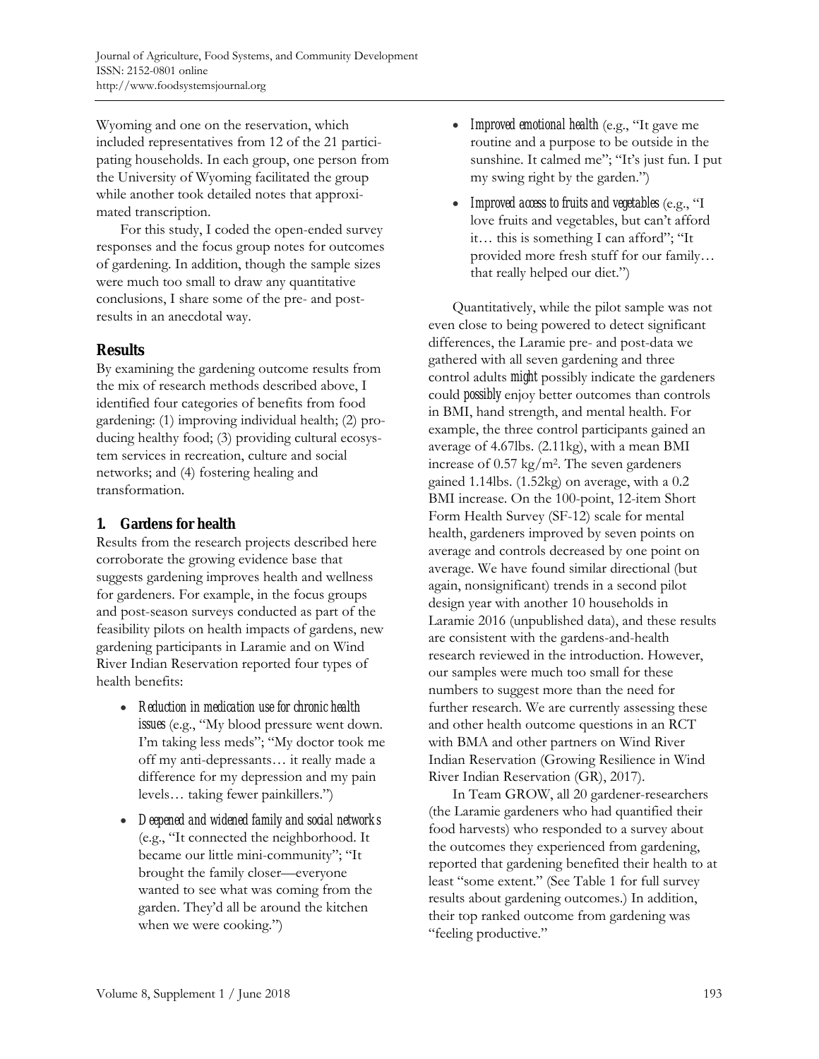Wyoming and one on the reservation, which included representatives from 12 of the 21 participating households. In each group, one person from the University of Wyoming facilitated the group while another took detailed notes that approximated transcription.

For this study, I coded the open-ended survey responses and the focus group notes for outcomes of gardening. In addition, though the sample sizes were much too small to draw any quantitative conclusions, I share some of the pre- and post-results in an anecdotal way.

## Results

By examining the gardening outcome results from the mix of research methods described above, I identified four categories of benefits from food gardening: (1) improving individual health; (2) producing healthy food; (3) providing cultural ecosystem services in recreation, culture and social networks; and (4) fostering healing and transformation.

### 1. Gardens for health

Results from the research projects described here corroborate the growing evidence base that suggests gardening improves health and wellness for gardeners. For example, in the focus groups and post-season surveys conducted as part of the feasibility pilots on health impacts of gardens, new gardening participants in Laramie and on Wind River Indian Reservation reported four types of health benefits:

- *Reduction in medication use for chronic health issues* (e.g., "My blood pressure went down. I'm taking less meds"; "My doctor took me off my anti-depressants… it really made a difference for my depression and my pain levels… taking fewer painkillers.")
- *Deepened and widened family and social networks* (e.g., "It connected the neighborhood. It became our little mini-community"; "It brought the family closer—everyone wanted to see what was coming from the garden. They'd all be around the kitchen when we were cooking.")
- *Improved emotional health* (e.g., "It gave me routine and a purpose to be outside in the sunshine. It calmed me"; "It's just fun. I put my swing right by the garden.")
- *Improved access to fruits and vegetables* (e.g., "I love fruits and vegetables, but can't afford it… this is something I can afford"; "It provided more fresh stuff for our family… that really helped our diet.")

Quantitatively, while the pilot sample was not even close to being powered to detect significant differences, the Laramie pre- and post-data we gathered with all seven gardening and three control adults *might* possibly indicate the gardeners could *possibly* enjoy better outcomes than controls in BMI, hand strength, and mental health. For example, the three control participants gained an average of 4.67lbs. (2.11kg), with a mean BMI increase of 0.57 kg/m$^2$. The seven gardeners gained 1.14lbs. (1.52kg) on average, with a 0.2 BMI increase. On the 100-point, 12-item Short Form Health Survey (SF-12) scale for mental health, gardeners improved by seven points on average and controls decreased by one point on average. We have found similar directional (but again, nonsignificant) trends in a second pilot design year with another 10 households in Laramie 2016 (unpublished data), and these results are consistent with the gardens-and-health research reviewed in the introduction. However, our samples were much too small for these numbers to suggest more than the need for further research. We are currently assessing these and other health outcome questions in an RCT with BMA and other partners on Wind River Indian Reservation (Growing Resilience in Wind River Indian Reservation (GR), 2017).

In Team GROW, all 20 gardener-researchers (the Laramie gardeners who had quantified their food harvests) who responded to a survey about the outcomes they experienced from gardening, reported that gardening benefited their health to at least "some extent." (See Table 1 for full survey results about gardening outcomes.) In addition, their top ranked outcome from gardening was "feeling productive."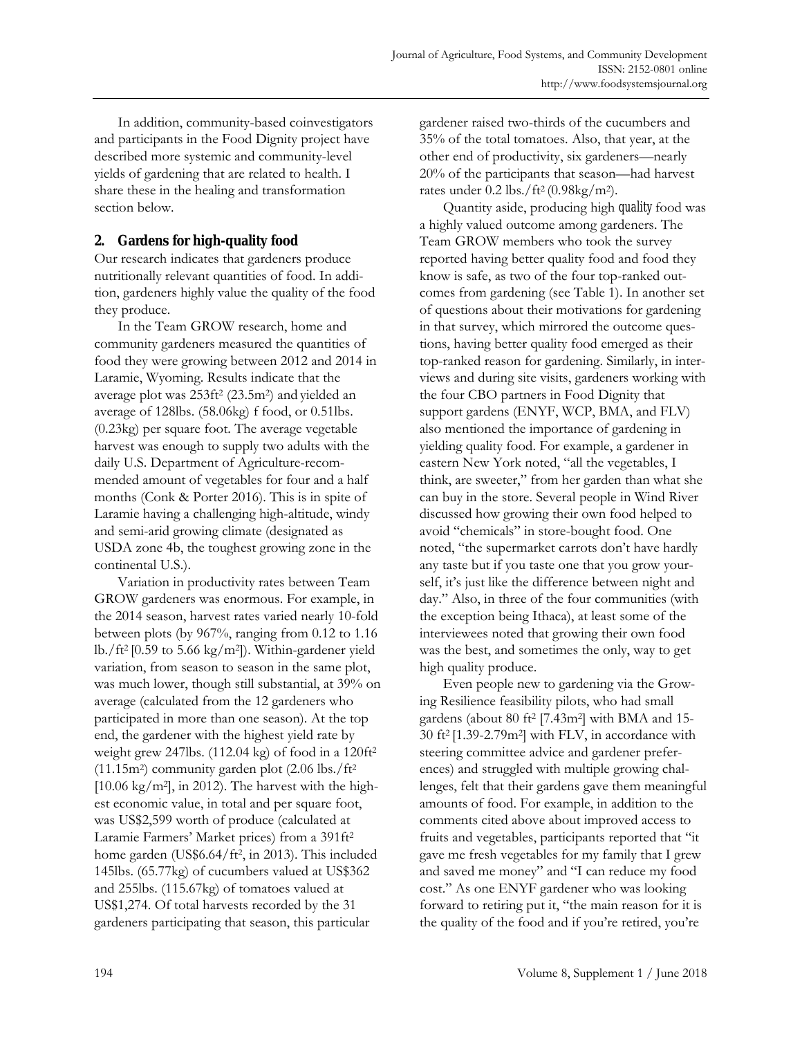In addition, community-based coinvestigators and participants in the Food Dignity project have described more systemic and community-level yields of gardening that are related to health. I share these in the healing and transformation section below.

## 2. Gardens for high-quality food

Our research indicates that gardeners produce nutritionally relevant quantities of food. In addition, gardeners highly value the quality of the food they produce.

In the Team GROW research, home and community gardeners measured the quantities of food they were growing between 2012 and 2014 in Laramie, Wyoming. Results indicate that the average plot was 253ft$^2$ (23.5m$^2$) and yielded an average of 128lbs. (58.06kg) f food, or 0.51lbs. (0.23kg) per square foot. The average vegetable harvest was enough to supply two adults with the daily U.S. Department of Agriculture-recommended amount of vegetables for four and a half months (Conk & Porter 2016). This is in spite of Laramie having a challenging high-altitude, windy and semi-arid growing climate (designated as USDA zone 4b, the toughest growing zone in the continental U.S.).

Variation in productivity rates between Team GROW gardeners was enormous. For example, in the 2014 season, harvest rates varied nearly 10-fold between plots (by 967%, ranging from 0.12 to 1.16 lb./ft$^2$ [0.59 to 5.66 kg/m$^2$]). Within-gardener yield variation, from season to season in the same plot, was much lower, though still substantial, at 39% on average (calculated from the 12 gardeners who participated in more than one season). At the top end, the gardener with the highest yield rate by weight grew 247lbs. (112.04 kg) of food in a 120ft$^2$ (11.15m$^2$) community garden plot (2.06 lbs./ft$^2$ [10.06 kg/m$^2$], in 2012). The harvest with the highest economic value, in total and per square foot, was US$2,599 worth of produce (calculated at Laramie Farmers' Market prices) from a 391ft$^2$ home garden (US$6.64/ft$^2$, in 2013). This included 145lbs. (65.77kg) of cucumbers valued at US$362 and 255lbs. (115.67kg) of tomatoes valued at US$1,274. Of total harvests recorded by the 31 gardeners participating that season, this particular gardener raised two-thirds of the cucumbers and 35% of the total tomatoes. Also, that year, at the other end of productivity, six gardeners—nearly 20% of the participants that season—had harvest rates under 0.2 lbs./ft$^2$ (0.98kg/m$^2$).

Quantity aside, producing high *quality* food was a highly valued outcome among gardeners. The Team GROW members who took the survey reported having better quality food and food they know is safe, as two of the four top-ranked outcomes from gardening (see Table 1). In another set of questions about their motivations for gardening in that survey, which mirrored the outcome questions, having better quality food emerged as their top-ranked reason for gardening. Similarly, in interviews and during site visits, gardeners working with the four CBO partners in Food Dignity that support gardens (ENYF, WCP, BMA, and FLV) also mentioned the importance of gardening in yielding quality food. For example, a gardener in eastern New York noted, "all the vegetables, I think, are sweeter," from her garden than what she can buy in the store. Several people in Wind River discussed how growing their own food helped to avoid "chemicals" in store-bought food. One noted, "the supermarket carrots don't have hardly any taste but if you taste one that you grow yourself, it's just like the difference between night and day." Also, in three of the four communities (with the exception being Ithaca), at least some of the interviewees noted that growing their own food was the best, and sometimes the only, way to get high quality produce.

Even people new to gardening via the Growing Resilience feasibility pilots, who had small gardens (about 80 ft$^2$ [7.43m$^2$] with BMA and 15-30 ft$^2$ [1.39-2.79m$^2$] with FLV, in accordance with steering committee advice and gardener preferences) and struggled with multiple growing challenges, felt that their gardens gave them meaningful amounts of food. For example, in addition to the comments cited above about improved access to fruits and vegetables, participants reported that "it gave me fresh vegetables for my family that I grew and saved me money" and "I can reduce my food cost." As one ENYF gardener who was looking forward to retiring put it, "the main reason for it is the quality of the food and if you're retired, you're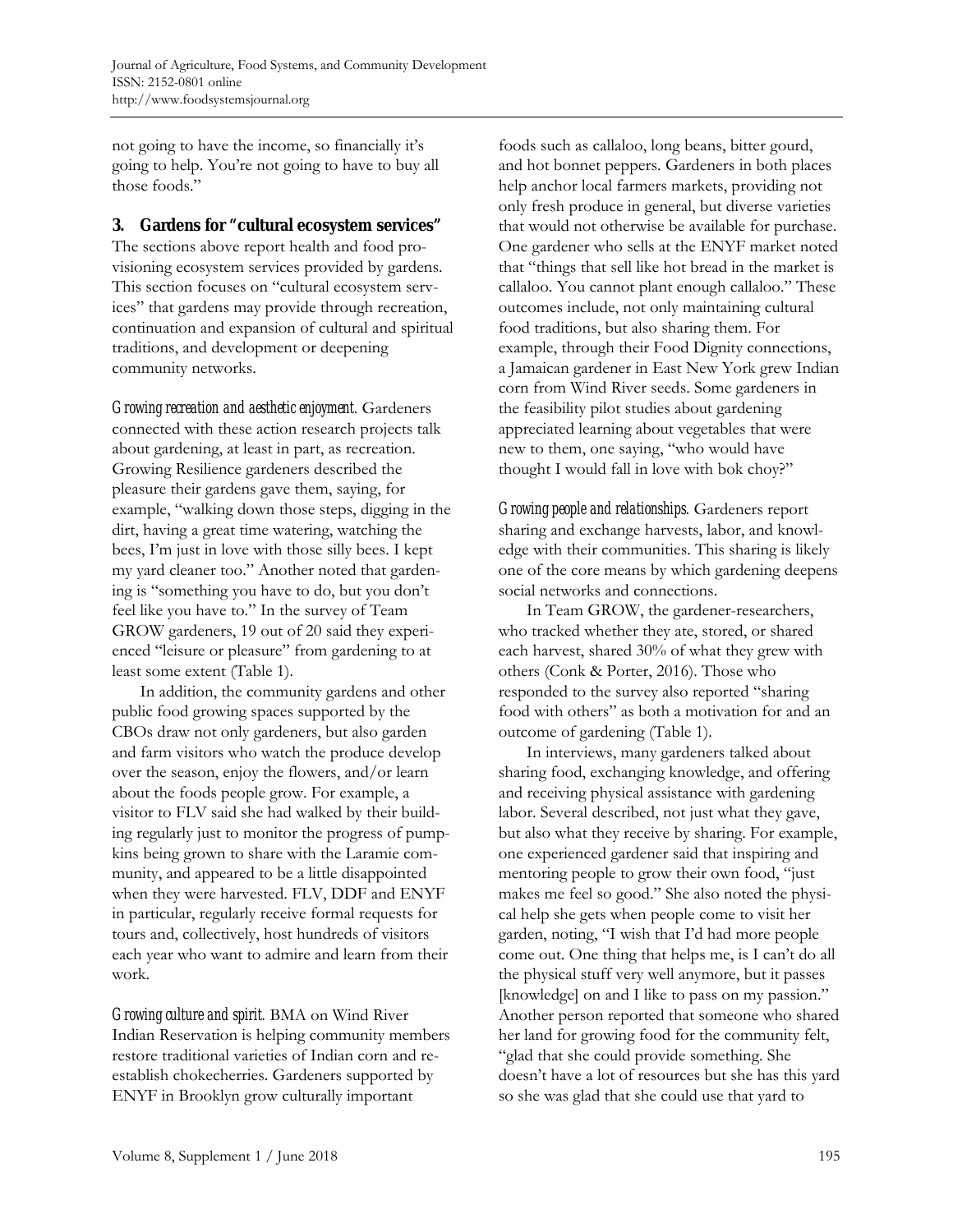not going to have the income, so financially it's going to help. You're not going to have to buy all those foods."

### 3. Gardens for "cultural ecosystem services"

The sections above report health and food provisioning ecosystem services provided by gardens. This section focuses on "cultural ecosystem services" that gardens may provide through recreation, continuation and expansion of cultural and spiritual traditions, and development or deepening community networks.

*Growing recreation and aesthetic enjoyment.* Gardeners connected with these action research projects talk about gardening, at least in part, as recreation. Growing Resilience gardeners described the pleasure their gardens gave them, saying, for example, "walking down those steps, digging in the dirt, having a great time watering, watching the bees, I'm just in love with those silly bees. I kept my yard cleaner too." Another noted that gardening is "something you have to do, but you don't feel like you have to." In the survey of Team GROW gardeners, 19 out of 20 said they experienced "leisure or pleasure" from gardening to at least some extent (Table 1).

In addition, the community gardens and other public food growing spaces supported by the CBOs draw not only gardeners, but also garden and farm visitors who watch the produce develop over the season, enjoy the flowers, and/or learn about the foods people grow. For example, a visitor to FLV said she had walked by their building regularly just to monitor the progress of pumpkins being grown to share with the Laramie community, and appeared to be a little disappointed when they were harvested. FLV, DDF and ENYF in particular, regularly receive formal requests for tours and, collectively, host hundreds of visitors each year who want to admire and learn from their work.

*Growing culture and spirit.* BMA on Wind River Indian Reservation is helping community members restore traditional varieties of Indian corn and reestablish chokecherries. Gardeners supported by ENYF in Brooklyn grow culturally important foods such as callaloo, long beans, bitter gourd, and hot bonnet peppers. Gardeners in both places help anchor local farmers markets, providing not only fresh produce in general, but diverse varieties that would not otherwise be available for purchase. One gardener who sells at the ENYF market noted that "things that sell like hot bread in the market is callaloo. You cannot plant enough callaloo." These outcomes include, not only maintaining cultural food traditions, but also sharing them. For example, through their Food Dignity connections, a Jamaican gardener in East New York grew Indian corn from Wind River seeds. Some gardeners in the feasibility pilot studies about gardening appreciated learning about vegetables that were new to them, one saying, "who would have thought I would fall in love with bok choy?"

*Growing people and relationships.* Gardeners report sharing and exchange harvests, labor, and knowledge with their communities. This sharing is likely one of the core means by which gardening deepens social networks and connections.

In Team GROW, the gardener-researchers, who tracked whether they ate, stored, or shared each harvest, shared 30% of what they grew with others (Conk & Porter, 2016). Those who responded to the survey also reported "sharing food with others" as both a motivation for and an outcome of gardening (Table 1).

In interviews, many gardeners talked about sharing food, exchanging knowledge, and offering and receiving physical assistance with gardening labor. Several described, not just what they gave, but also what they receive by sharing. For example, one experienced gardener said that inspiring and mentoring people to grow their own food, "just makes me feel so good." She also noted the physical help she gets when people come to visit her garden, noting, "I wish that I'd had more people come out. One thing that helps me, is I can't do all the physical stuff very well anymore, but it passes [knowledge] on and I like to pass on my passion." Another person reported that someone who shared her land for growing food for the community felt, "glad that she could provide something. She doesn't have a lot of resources but she has this yard so she was glad that she could use that yard to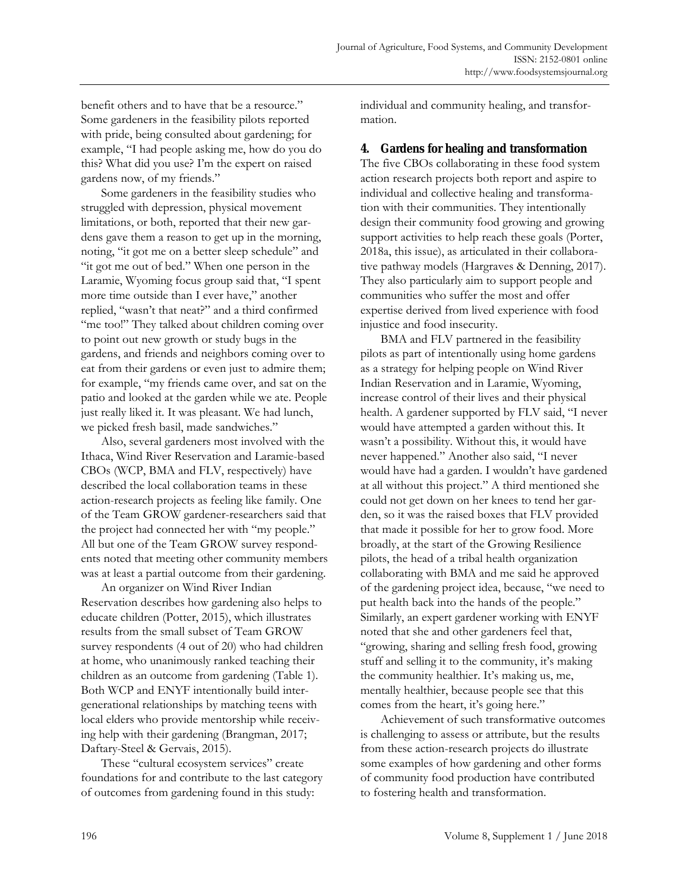benefit others and to have that be a resource." Some gardeners in the feasibility pilots reported with pride, being consulted about gardening; for example, "I had people asking me, how do you do this? What did you use? I'm the expert on raised gardens now, of my friends."

Some gardeners in the feasibility studies who struggled with depression, physical movement limitations, or both, reported that their new gardens gave them a reason to get up in the morning, noting, "it got me on a better sleep schedule" and "it got me out of bed." When one person in the Laramie, Wyoming focus group said that, "I spent more time outside than I ever have," another replied, "wasn't that neat?" and a third confirmed "me too!" They talked about children coming over to point out new growth or study bugs in the gardens, and friends and neighbors coming over to eat from their gardens or even just to admire them; for example, "my friends came over, and sat on the patio and looked at the garden while we ate. People just really liked it. It was pleasant. We had lunch, we picked fresh basil, made sandwiches."

Also, several gardeners most involved with the Ithaca, Wind River Reservation and Laramie-based CBOs (WCP, BMA and FLV, respectively) have described the local collaboration teams in these action-research projects as feeling like family. One of the Team GROW gardener-researchers said that the project had connected her with "my people." All but one of the Team GROW survey respondents noted that meeting other community members was at least a partial outcome from their gardening.

An organizer on Wind River Indian Reservation describes how gardening also helps to educate children (Potter, 2015), which illustrates results from the small subset of Team GROW survey respondents (4 out of 20) who had children at home, who unanimously ranked teaching their children as an outcome from gardening (Table 1). Both WCP and ENYF intentionally build intergenerational relationships by matching teens with local elders who provide mentorship while receiving help with their gardening (Brangman, 2017; Daftary-Steel & Gervais, 2015).

These "cultural ecosystem services" create foundations for and contribute to the last category of outcomes from gardening found in this study: individual and community healing, and transformation.

## 4. Gardens for healing and transformation

The five CBOs collaborating in these food system action research projects both report and aspire to individual and collective healing and transformation with their communities. They intentionally design their community food growing and growing support activities to help reach these goals (Porter, 2018a, this issue), as articulated in their collaborative pathway models (Hargraves & Denning, 2017). They also particularly aim to support people and communities who suffer the most and offer expertise derived from lived experience with food injustice and food insecurity.

BMA and FLV partnered in the feasibility pilots as part of intentionally using home gardens as a strategy for helping people on Wind River Indian Reservation and in Laramie, Wyoming, increase control of their lives and their physical health. A gardener supported by FLV said, "I never would have attempted a garden without this. It wasn't a possibility. Without this, it would have never happened." Another also said, "I never would have had a garden. I wouldn't have gardened at all without this project." A third mentioned she could not get down on her knees to tend her garden, so it was the raised boxes that FLV provided that made it possible for her to grow food. More broadly, at the start of the Growing Resilience pilots, the head of a tribal health organization collaborating with BMA and me said he approved of the gardening project idea, because, "we need to put health back into the hands of the people." Similarly, an expert gardener working with ENYF noted that she and other gardeners feel that, "growing, sharing and selling fresh food, growing stuff and selling it to the community, it's making the community healthier. It's making us, me, mentally healthier, because people see that this comes from the heart, it's going here."

Achievement of such transformative outcomes is challenging to assess or attribute, but the results from these action-research projects do illustrate some examples of how gardening and other forms of community food production have contributed to fostering health and transformation.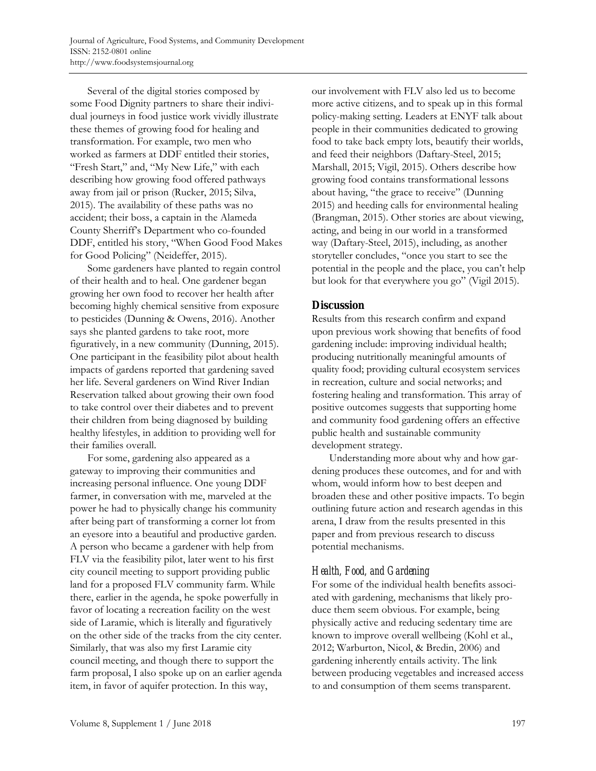Several of the digital stories composed by some Food Dignity partners to share their individual journeys in food justice work vividly illustrate these themes of growing food for healing and transformation. For example, two men who worked as farmers at DDF entitled their stories, "Fresh Start," and, "My New Life," with each describing how growing food offered pathways away from jail or prison (Rucker, 2015; Silva, 2015). The availability of these paths was no accident; their boss, a captain in the Alameda County Sherriff's Department who co-founded DDF, entitled his story, "When Good Food Makes for Good Policing" (Neideffer, 2015).

Some gardeners have planted to regain control of their health and to heal. One gardener began growing her own food to recover her health after becoming highly chemical sensitive from exposure to pesticides (Dunning & Owens, 2016). Another says she planted gardens to take root, more figuratively, in a new community (Dunning, 2015). One participant in the feasibility pilot about health impacts of gardens reported that gardening saved her life. Several gardeners on Wind River Indian Reservation talked about growing their own food to take control over their diabetes and to prevent their children from being diagnosed by building healthy lifestyles, in addition to providing well for their families overall.

For some, gardening also appeared as a gateway to improving their communities and increasing personal influence. One young DDF farmer, in conversation with me, marveled at the power he had to physically change his community after being part of transforming a corner lot from an eyesore into a beautiful and productive garden. A person who became a gardener with help from FLV via the feasibility pilot, later went to his first city council meeting to support providing public land for a proposed FLV community farm. While there, earlier in the agenda, he spoke powerfully in favor of locating a recreation facility on the west side of Laramie, which is literally and figuratively on the other side of the tracks from the city center. Similarly, that was also my first Laramie city council meeting, and though there to support the farm proposal, I also spoke up on an earlier agenda item, in favor of aquifer protection. In this way, our involvement with FLV also led us to become more active citizens, and to speak up in this formal policy-making setting. Leaders at ENYF talk about people in their communities dedicated to growing food to take back empty lots, beautify their worlds, and feed their neighbors (Daftary-Steel, 2015; Marshall, 2015; Vigil, 2015). Others describe how growing food contains transformational lessons about having, "the grace to receive" (Dunning 2015) and heeding calls for environmental healing (Brangman, 2015). Other stories are about viewing, acting, and being in our world in a transformed way (Daftary-Steel, 2015), including, as another storyteller concludes, "once you start to see the potential in the people and the place, you can't help but look for that everywhere you go" (Vigil 2015).

## Discussion

Results from this research confirm and expand upon previous work showing that benefits of food gardening include: improving individual health; producing nutritionally meaningful amounts of quality food; providing cultural ecosystem services in recreation, culture and social networks; and fostering healing and transformation. This array of positive outcomes suggests that supporting home and community food gardening offers an effective public health and sustainable community development strategy.

Understanding more about why and how gardening produces these outcomes, and for and with whom, would inform how to best deepen and broaden these and other positive impacts. To begin outlining future action and research agendas in this arena, I draw from the results presented in this paper and from previous research to discuss potential mechanisms.

### *Health, Food, and Gardening*

For some of the individual health benefits associated with gardening, mechanisms that likely produce them seem obvious. For example, being physically active and reducing sedentary time are known to improve overall wellbeing (Kohl et al., 2012; Warburton, Nicol, & Bredin, 2006) and gardening inherently entails activity. The link between producing vegetables and increased access to and consumption of them seems transparent.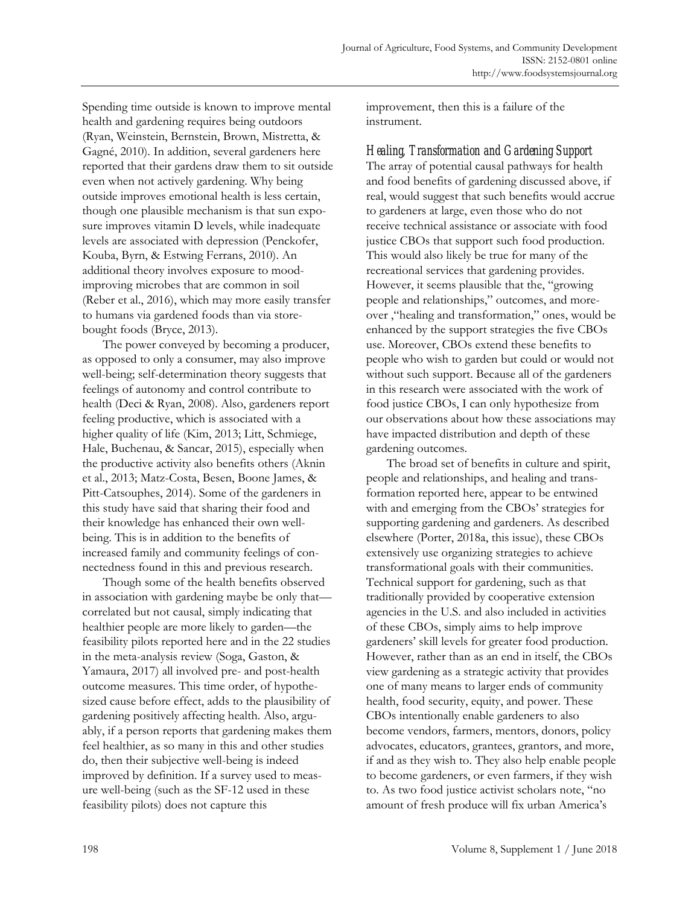Spending time outside is known to improve mental health and gardening requires being outdoors (Ryan, Weinstein, Bernstein, Brown, Mistretta, & Gagné, 2010). In addition, several gardeners here reported that their gardens draw them to sit outside even when not actively gardening. Why being outside improves emotional health is less certain, though one plausible mechanism is that sun exposure improves vitamin D levels, while inadequate levels are associated with depression (Penckofer, Kouba, Byrn, & Estwing Ferrans, 2010). An additional theory involves exposure to mood-improving microbes that are common in soil (Reber et al., 2016), which may more easily transfer to humans via gardened foods than via store-bought foods (Bryce, 2013).

The power conveyed by becoming a producer, as opposed to only a consumer, may also improve well-being; self-determination theory suggests that feelings of autonomy and control contribute to health (Deci & Ryan, 2008). Also, gardeners report feeling productive, which is associated with a higher quality of life (Kim, 2013; Litt, Schmiege, Hale, Buchenau, & Sancar, 2015), especially when the productive activity also benefits others (Aknin et al., 2013; Matz-Costa, Besen, Boone James, & Pitt-Catsouphes, 2014). Some of the gardeners in this study have said that sharing their food and their knowledge has enhanced their own well-being. This is in addition to the benefits of increased family and community feelings of connectedness found in this and previous research.

Though some of the health benefits observed in association with gardening maybe be only that—correlated but not causal, simply indicating that healthier people are more likely to garden—the feasibility pilots reported here and in the 22 studies in the meta-analysis review (Soga, Gaston, & Yamaura, 2017) all involved pre- and post-health outcome measures. This time order, of hypothesized cause before effect, adds to the plausibility of gardening positively affecting health. Also, arguably, if a person reports that gardening makes them feel healthier, as so many in this and other studies do, then their subjective well-being is indeed improved by definition. If a survey used to measure well-being (such as the SF-12 used in these feasibility pilots) does not capture this improvement, then this is a failure of the instrument.

### *Healing, Transformation and Gardening Support*

The array of potential causal pathways for health and food benefits of gardening discussed above, if real, would suggest that such benefits would accrue to gardeners at large, even those who do not receive technical assistance or associate with food justice CBOs that support such food production. This would also likely be true for many of the recreational services that gardening provides. However, it seems plausible that the, "growing people and relationships," outcomes, and moreover ,"healing and transformation," ones, would be enhanced by the support strategies the five CBOs use. Moreover, CBOs extend these benefits to people who wish to garden but could or would not without such support. Because all of the gardeners in this research were associated with the work of food justice CBOs, I can only hypothesize from our observations about how these associations may have impacted distribution and depth of these gardening outcomes.

The broad set of benefits in culture and spirit, people and relationships, and healing and transformation reported here, appear to be entwined with and emerging from the CBOs' strategies for supporting gardening and gardeners. As described elsewhere (Porter, 2018a, this issue), these CBOs extensively use organizing strategies to achieve transformational goals with their communities. Technical support for gardening, such as that traditionally provided by cooperative extension agencies in the U.S. and also included in activities of these CBOs, simply aims to help improve gardeners' skill levels for greater food production. However, rather than as an end in itself, the CBOs view gardening as a strategic activity that provides one of many means to larger ends of community health, food security, equity, and power. These CBOs intentionally enable gardeners to also become vendors, farmers, mentors, donors, policy advocates, educators, grantees, grantors, and more, if and as they wish to. They also help enable people to become gardeners, or even farmers, if they wish to. As two food justice activist scholars note, "no amount of fresh produce will fix urban America's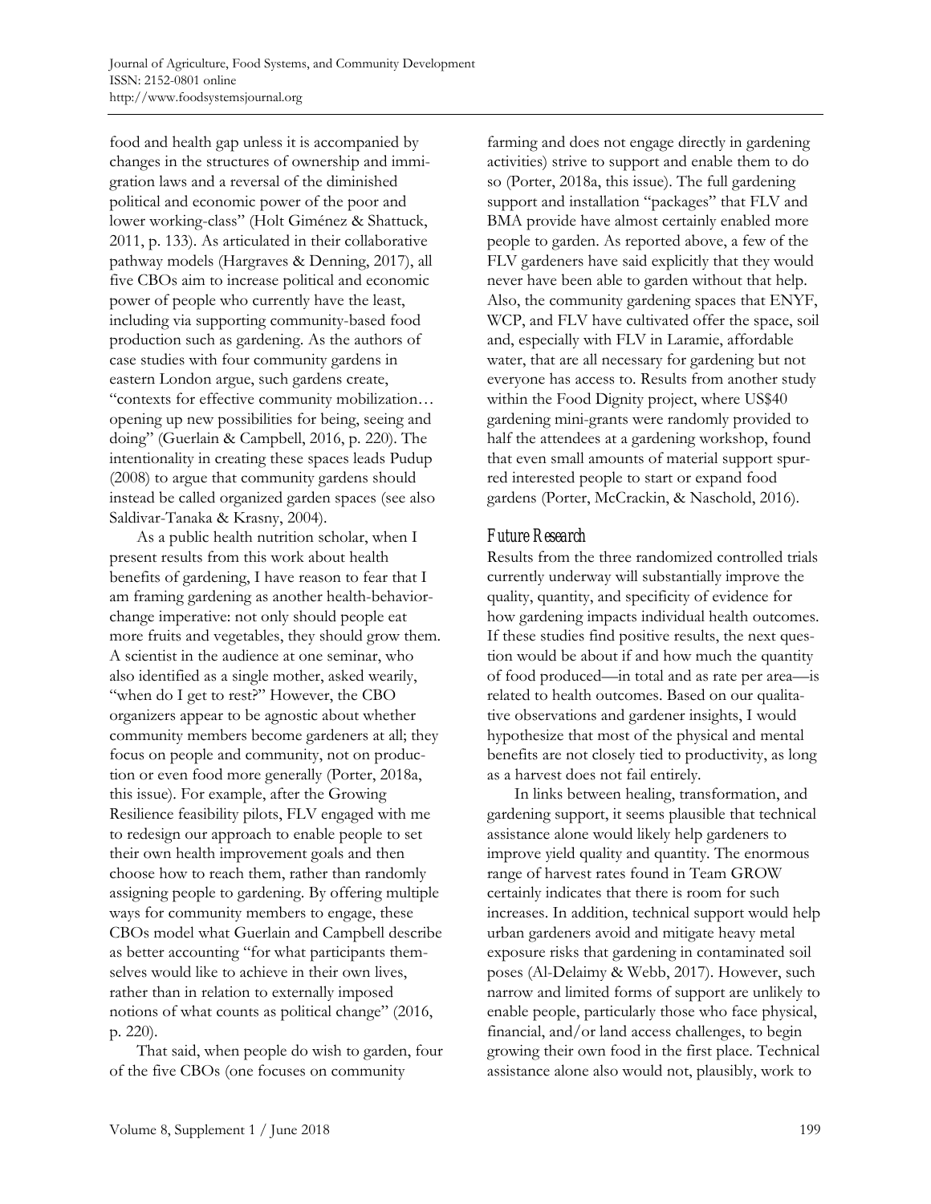food and health gap unless it is accompanied by changes in the structures of ownership and immigration laws and a reversal of the diminished political and economic power of the poor and lower working-class" (Holt Giménez & Shattuck, 2011, p. 133). As articulated in their collaborative pathway models (Hargraves & Denning, 2017), all five CBOs aim to increase political and economic power of people who currently have the least, including via supporting community-based food production such as gardening. As the authors of case studies with four community gardens in eastern London argue, such gardens create, "contexts for effective community mobilization… opening up new possibilities for being, seeing and doing" (Guerlain & Campbell, 2016, p. 220). The intentionality in creating these spaces leads Pudup (2008) to argue that community gardens should instead be called organized garden spaces (see also Saldivar-Tanaka & Krasny, 2004).

As a public health nutrition scholar, when I present results from this work about health benefits of gardening, I have reason to fear that I am framing gardening as another health-behavior-change imperative: not only should people eat more fruits and vegetables, they should grow them. A scientist in the audience at one seminar, who also identified as a single mother, asked wearily, "when do I get to rest?" However, the CBO organizers appear to be agnostic about whether community members become gardeners at all; they focus on people and community, not on production or even food more generally (Porter, 2018a, this issue). For example, after the Growing Resilience feasibility pilots, FLV engaged with me to redesign our approach to enable people to set their own health improvement goals and then choose how to reach them, rather than randomly assigning people to gardening. By offering multiple ways for community members to engage, these CBOs model what Guerlain and Campbell describe as better accounting "for what participants themselves would like to achieve in their own lives, rather than in relation to externally imposed notions of what counts as political change" (2016, p. 220).

That said, when people do wish to garden, four of the five CBOs (one focuses on community farming and does not engage directly in gardening activities) strive to support and enable them to do so (Porter, 2018a, this issue). The full gardening support and installation "packages" that FLV and BMA provide have almost certainly enabled more people to garden. As reported above, a few of the FLV gardeners have said explicitly that they would never have been able to garden without that help. Also, the community gardening spaces that ENYF, WCP, and FLV have cultivated offer the space, soil and, especially with FLV in Laramie, affordable water, that are all necessary for gardening but not everyone has access to. Results from another study within the Food Dignity project, where US$40 gardening mini-grants were randomly provided to half the attendees at a gardening workshop, found that even small amounts of material support spurred interested people to start or expand food gardens (Porter, McCrackin, & Naschold, 2016).

### *Future Research*

Results from the three randomized controlled trials currently underway will substantially improve the quality, quantity, and specificity of evidence for how gardening impacts individual health outcomes. If these studies find positive results, the next question would be about if and how much the quantity of food produced—in total and as rate per area—is related to health outcomes. Based on our qualitative observations and gardener insights, I would hypothesize that most of the physical and mental benefits are not closely tied to productivity, as long as a harvest does not fail entirely.

In links between healing, transformation, and gardening support, it seems plausible that technical assistance alone would likely help gardeners to improve yield quality and quantity. The enormous range of harvest rates found in Team GROW certainly indicates that there is room for such increases. In addition, technical support would help urban gardeners avoid and mitigate heavy metal exposure risks that gardening in contaminated soil poses (Al-Delaimy & Webb, 2017). However, such narrow and limited forms of support are unlikely to enable people, particularly those who face physical, financial, and/or land access challenges, to begin growing their own food in the first place. Technical assistance alone also would not, plausibly, work to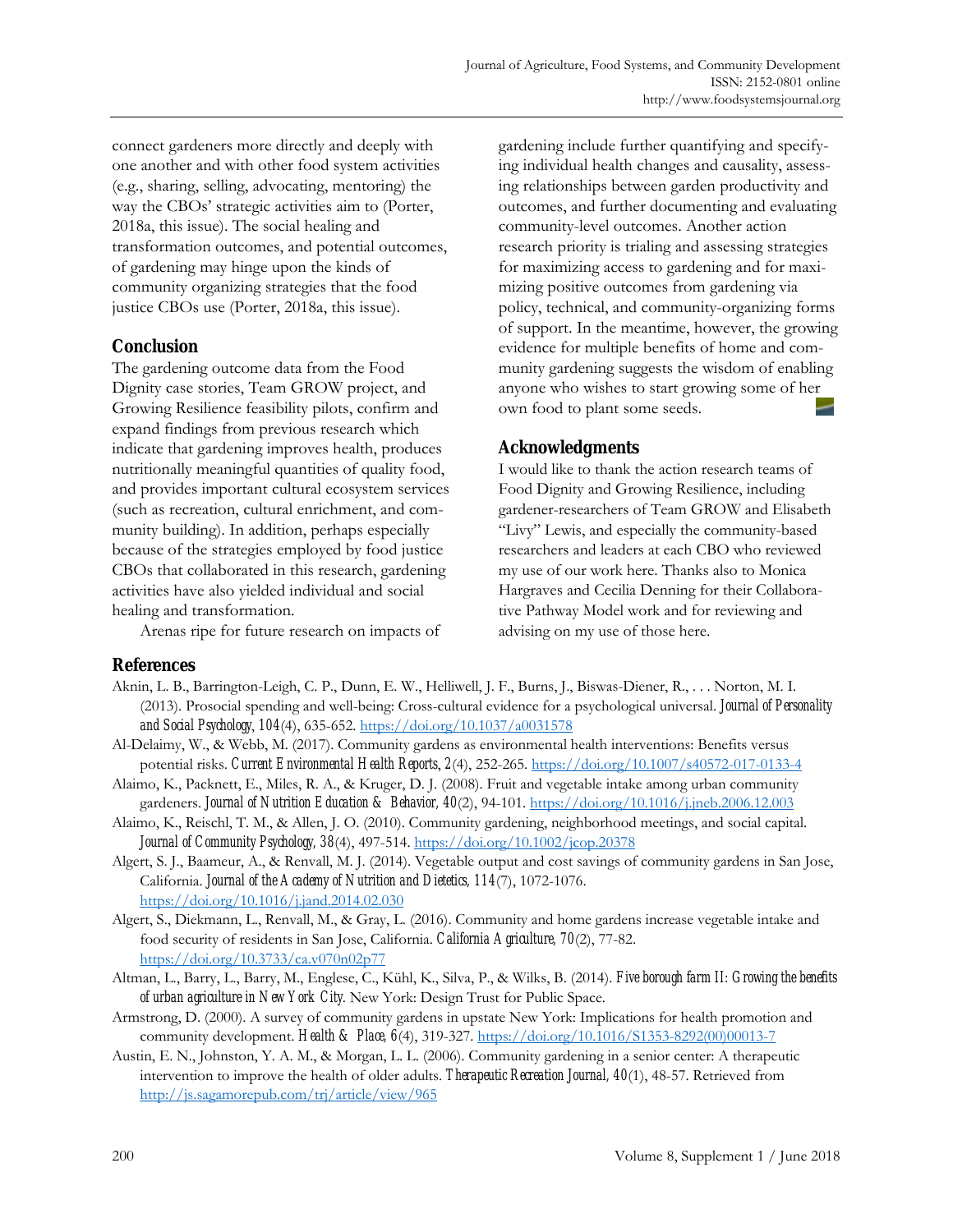connect gardeners more directly and deeply with one another and with other food system activities (e.g., sharing, selling, advocating, mentoring) the way the CBOs' strategic activities aim to (Porter, 2018a, this issue). The social healing and transformation outcomes, and potential outcomes, of gardening may hinge upon the kinds of community organizing strategies that the food justice CBOs use (Porter, 2018a, this issue).

## Conclusion

The gardening outcome data from the Food Dignity case stories, Team GROW project, and Growing Resilience feasibility pilots, confirm and expand findings from previous research which indicate that gardening improves health, produces nutritionally meaningful quantities of quality food, and provides important cultural ecosystem services (such as recreation, cultural enrichment, and community building). In addition, perhaps especially because of the strategies employed by food justice CBOs that collaborated in this research, gardening activities have also yielded individual and social healing and transformation.

Arenas ripe for future research on impacts of gardening include further quantifying and specifying individual health changes and causality, assessing relationships between garden productivity and outcomes, and further documenting and evaluating community-level outcomes. Another action research priority is trialing and assessing strategies for maximizing access to gardening and for maximizing positive outcomes from gardening via policy, technical, and community-organizing forms of support. In the meantime, however, the growing evidence for multiple benefits of home and community gardening suggests the wisdom of enabling anyone who wishes to start growing some of her own food to plant some seeds.

## Acknowledgments

I would like to thank the action research teams of Food Dignity and Growing Resilience, including gardener-researchers of Team GROW and Elisabeth "Livy" Lewis, and especially the community-based researchers and leaders at each CBO who reviewed my use of our work here. Thanks also to Monica Hargraves and Cecilia Denning for their Collaborative Pathway Model work and for reviewing and advising on my use of those here.

## References

Aknin, L. B., Barrington-Leigh, C. P., Dunn, E. W., Helliwell, J. F., Burns, J., Biswas-Diener, R., . . . Norton, M. I. (2013). Prosocial spending and well-being: Cross-cultural evidence for a psychological universal. *Journal of Personality and Social Psychology, 104*(4), 635-652. https://doi.org/10.1037/a0031578

Al-Delaimy, W., & Webb, M. (2017). Community gardens as environmental health interventions: Benefits versus potential risks. *Current Environmental Health Reports, 2*(4), 252-265. https://doi.org/10.1007/s40572-017-0133-4

Alaimo, K., Packnett, E., Miles, R. A., & Kruger, D. J. (2008). Fruit and vegetable intake among urban community gardeners. *Journal of Nutrition Education & Behavior, 40*(2), 94-101. https://doi.org/10.1016/j.jneb.2006.12.003

Alaimo, K., Reischl, T. M., & Allen, J. O. (2010). Community gardening, neighborhood meetings, and social capital. *Journal of Community Psychology, 38*(4), 497-514. https://doi.org/10.1002/jcop.20378

Algert, S. J., Baameur, A., & Renvall, M. J. (2014). Vegetable output and cost savings of community gardens in San Jose, California. *Journal of the Academy of Nutrition and Dietetics, 114*(7), 1072-1076. https://doi.org/10.1016/j.jand.2014.02.030

Algert, S., Diekmann, L., Renvall, M., & Gray, L. (2016). Community and home gardens increase vegetable intake and food security of residents in San Jose, California. *California Agriculture, 70*(2), 77-82. https://doi.org/10.3733/ca.v070n02p77

Altman, L., Barry, L., Barry, M., Englese, C., Kühl, K., Silva, P., & Wilks, B. (2014). *Five borough farm II: Growing the benefits of urban agriculture in New York City.* New York: Design Trust for Public Space.

Armstrong, D. (2000). A survey of community gardens in upstate New York: Implications for health promotion and community development. *Health & Place, 6*(4), 319-327. https://doi.org/10.1016/S1353-8292(00)00013-7

Austin, E. N., Johnston, Y. A. M., & Morgan, L. L. (2006). Community gardening in a senior center: A therapeutic intervention to improve the health of older adults. *Therapeutic Recreation Journal, 40*(1), 48-57. Retrieved from http://js.sagamorepub.com/trj/article/view/965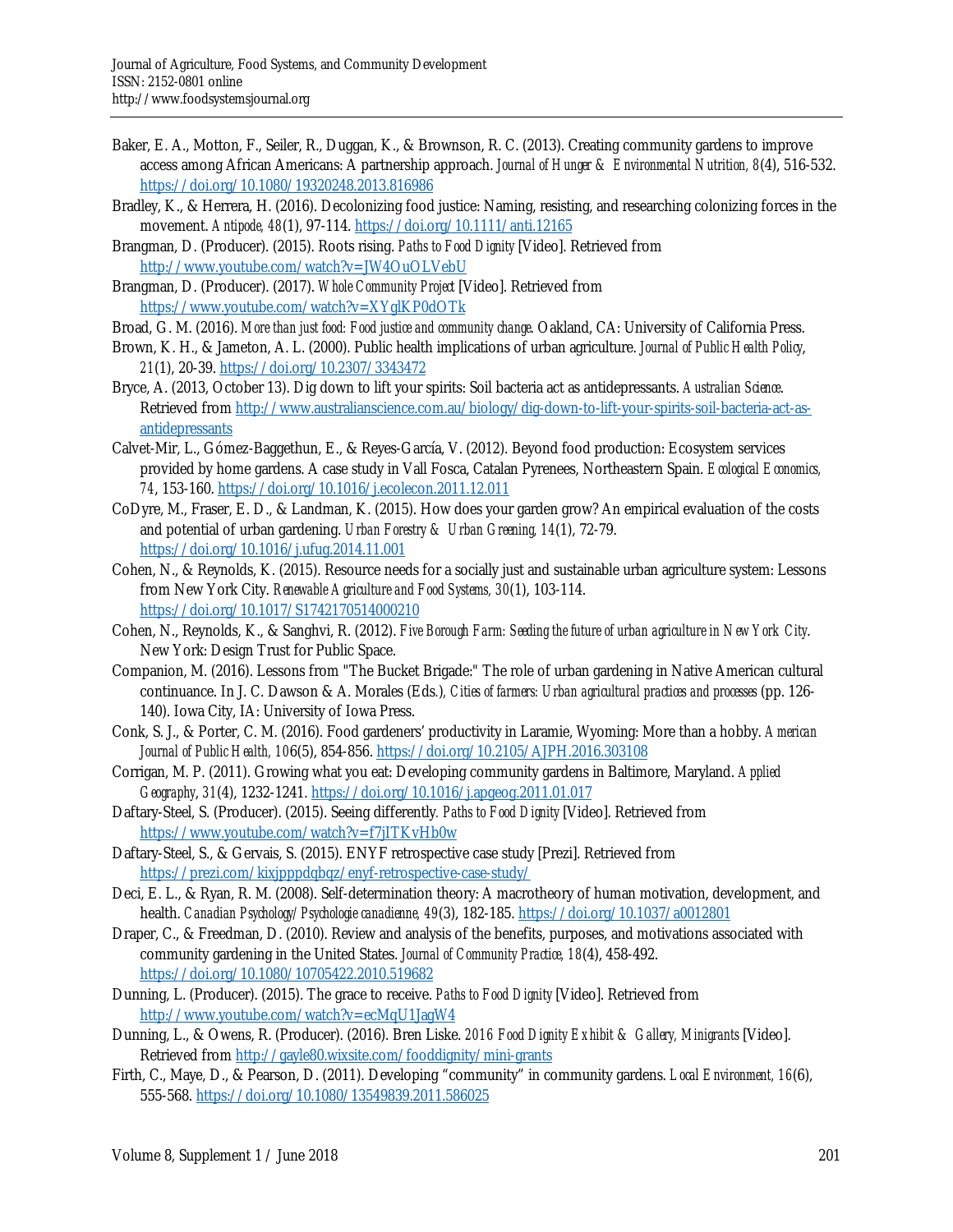Baker, E. A., Motton, F., Seiler, R., Duggan, K., & Brownson, R. C. (2013). Creating community gardens to improve access among African Americans: A partnership approach. *Journal of Hunger & Environmental Nutrition, 8*(4), 516-532. https://doi.org/10.1080/19320248.2013.816986

Bradley, K., & Herrera, H. (2016). Decolonizing food justice: Naming, resisting, and researching colonizing forces in the movement. *Antipode, 48*(1), 97-114. https://doi.org/10.1111/anti.12165

Brangman, D. (Producer). (2015). Roots rising. *Paths to Food Dignity* [Video]. Retrieved from http://www.youtube.com/watch?v=JW4OuOLVebU

Brangman, D. (Producer). (2017). *Whole Community Project* [Video]. Retrieved from https://www.youtube.com/watch?v=XYglKP0dOTk

Broad, G. M. (2016). *More than just food: Food justice and community change*. Oakland, CA: University of California Press.

Brown, K. H., & Jameton, A. L. (2000). Public health implications of urban agriculture. *Journal of Public Health Policy, 21*(1), 20-39. https://doi.org/10.2307/3343472

Bryce, A. (2013, October 13). Dig down to lift your spirits: Soil bacteria act as antidepressants. *Australian Science*. Retrieved from http://www.australianscience.com.au/biology/dig-down-to-lift-your-spirits-soil-bacteria-act-as-antidepressants

Calvet-Mir, L., Gómez-Baggethun, E., & Reyes-García, V. (2012). Beyond food production: Ecosystem services provided by home gardens. A case study in Vall Fosca, Catalan Pyrenees, Northeastern Spain. *Ecological Economics, 74*, 153-160. https://doi.org/10.1016/j.ecolecon.2011.12.011

CoDyre, M., Fraser, E. D., & Landman, K. (2015). How does your garden grow? An empirical evaluation of the costs and potential of urban gardening. *Urban Forestry & Urban Greening, 14*(1), 72-79. https://doi.org/10.1016/j.ufug.2014.11.001

Cohen, N., & Reynolds, K. (2015). Resource needs for a socially just and sustainable urban agriculture system: Lessons from New York City. *Renewable Agriculture and Food Systems, 30*(1), 103-114. https://doi.org/10.1017/S1742170514000210

Cohen, N., Reynolds, K., & Sanghvi, R. (2012). *Five Borough Farm: Seeding the future of urban agriculture in New York City*. New York: Design Trust for Public Space.

Companion, M. (2016). Lessons from "The Bucket Brigade:" The role of urban gardening in Native American cultural continuance. In J. C. Dawson & A. Morales (Eds.), *Cities of farmers: Urban agricultural practices and processes* (pp. 126-140). Iowa City, IA: University of Iowa Press.

Conk, S. J., & Porter, C. M. (2016). Food gardeners' productivity in Laramie, Wyoming: More than a hobby. *American Journal of Public Health, 106*(5), 854-856. https://doi.org/10.2105/AJPH.2016.303108

Corrigan, M. P. (2011). Growing what you eat: Developing community gardens in Baltimore, Maryland. *Applied Geography, 31*(4), 1232-1241. https://doi.org/10.1016/j.apgeog.2011.01.017

Daftary-Steel, S. (Producer). (2015). Seeing differently. *Paths to Food Dignity* [Video]. Retrieved from https://www.youtube.com/watch?v=f7jITKvHb0w

Daftary-Steel, S., & Gervais, S. (2015). ENYF retrospective case study [Prezi]. Retrieved from https://prezi.com/kixjpppdqbqz/enyf-retrospective-case-study/

Deci, E. L., & Ryan, R. M. (2008). Self-determination theory: A macrotheory of human motivation, development, and health. *Canadian Psychology/Psychologie canadienne, 49*(3), 182-185. https://doi.org/10.1037/a0012801

Draper, C., & Freedman, D. (2010). Review and analysis of the benefits, purposes, and motivations associated with community gardening in the United States. *Journal of Community Practice, 18*(4), 458-492. https://doi.org/10.1080/10705422.2010.519682

Dunning, L. (Producer). (2015). The grace to receive. *Paths to Food Dignity* [Video]. Retrieved from http://www.youtube.com/watch?v=ecMqU1JagW4

Dunning, L., & Owens, R. (Producer). (2016). Bren Liske. *2016 Food Dignity Exhibit & Gallery, Minigrants* [Video]. Retrieved from http://gayle80.wixsite.com/fooddignity/mini-grants

Firth, C., Maye, D., & Pearson, D. (2011). Developing "community" in community gardens. *Local Environment, 16*(6), 555-568. https://doi.org/10.1080/13549839.2011.586025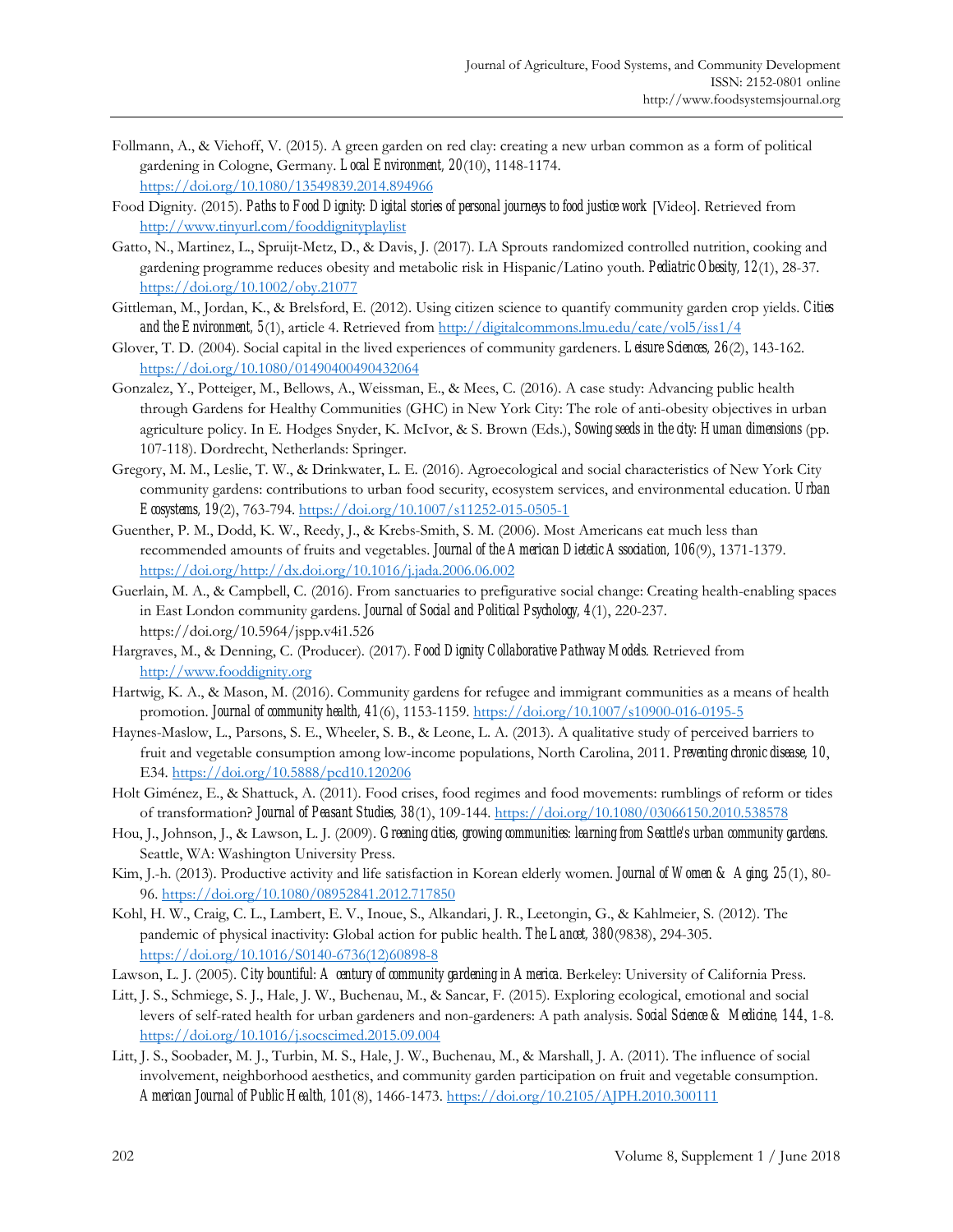Follmann, A., & Viehoff, V. (2015). A green garden on red clay: creating a new urban common as a form of political gardening in Cologne, Germany. *Local Environment, 20*(10), 1148-1174. https://doi.org/10.1080/13549839.2014.894966

Food Dignity. (2015). *Paths to Food Dignity: Digital stories of personal journeys to food justice work* [Video]. Retrieved from http://www.tinyurl.com/fooddignityplaylist

Gatto, N., Martinez, L., Spruijt-Metz, D., & Davis, J. (2017). LA Sprouts randomized controlled nutrition, cooking and gardening programme reduces obesity and metabolic risk in Hispanic/Latino youth. *Pediatric Obesity, 12*(1), 28-37. https://doi.org/10.1002/oby.21077

Gittleman, M., Jordan, K., & Brelsford, E. (2012). Using citizen science to quantify community garden crop yields. *Cities and the Environment, 5*(1), article 4. Retrieved from http://digitalcommons.lmu.edu/cate/vol5/iss1/4

Glover, T. D. (2004). Social capital in the lived experiences of community gardeners. *Leisure Sciences, 26*(2), 143-162. https://doi.org/10.1080/01490400490432064

Gonzalez, Y., Potteiger, M., Bellows, A., Weissman, E., & Mees, C. (2016). A case study: Advancing public health through Gardens for Healthy Communities (GHC) in New York City: The role of anti-obesity objectives in urban agriculture policy. In E. Hodges Snyder, K. McIvor, & S. Brown (Eds.), *Sowing seeds in the city: Human dimensions* (pp. 107-118). Dordrecht, Netherlands: Springer.

Gregory, M. M., Leslie, T. W., & Drinkwater, L. E. (2016). Agroecological and social characteristics of New York City community gardens: contributions to urban food security, ecosystem services, and environmental education. *Urban Ecosystems, 19*(2), 763-794. https://doi.org/10.1007/s11252-015-0505-1

Guenther, P. M., Dodd, K. W., Reedy, J., & Krebs-Smith, S. M. (2006). Most Americans eat much less than recommended amounts of fruits and vegetables. *Journal of the American Dietetic Association, 106*(9), 1371-1379. https://doi.org/http://dx.doi.org/10.1016/j.jada.2006.06.002

Guerlain, M. A., & Campbell, C. (2016). From sanctuaries to prefigurative social change: Creating health-enabling spaces in East London community gardens. *Journal of Social and Political Psychology, 4*(1), 220-237. https://doi.org/10.5964/jspp.v4i1.526

Hargraves, M., & Denning, C. (Producer). (2017). *Food Dignity Collaborative Pathway Models*. Retrieved from http://www.fooddignity.org

Hartwig, K. A., & Mason, M. (2016). Community gardens for refugee and immigrant communities as a means of health promotion. *Journal of community health, 41*(6), 1153-1159. https://doi.org/10.1007/s10900-016-0195-5

Haynes-Maslow, L., Parsons, S. E., Wheeler, S. B., & Leone, L. A. (2013). A qualitative study of perceived barriers to fruit and vegetable consumption among low-income populations, North Carolina, 2011. *Preventing chronic disease, 10*, E34. https://doi.org/10.5888/pcd10.120206

Holt Giménez, E., & Shattuck, A. (2011). Food crises, food regimes and food movements: rumblings of reform or tides of transformation? *Journal of Peasant Studies, 38*(1), 109-144. https://doi.org/10.1080/03066150.2010.538578

Hou, J., Johnson, J., & Lawson, L. J. (2009). *Greening cities, growing communities: learning from Seattle's urban community gardens*. Seattle, WA: Washington University Press.

Kim, J.-h. (2013). Productive activity and life satisfaction in Korean elderly women. *Journal of Women & Aging, 25*(1), 80-96. https://doi.org/10.1080/08952841.2012.717850

Kohl, H. W., Craig, C. L., Lambert, E. V., Inoue, S., Alkandari, J. R., Leetongin, G., & Kahlmeier, S. (2012). The pandemic of physical inactivity: Global action for public health. *The Lancet, 380*(9838), 294-305. https://doi.org/10.1016/S0140-6736(12)60898-8

Lawson, L. J. (2005). *City bountiful: A century of community gardening in America*. Berkeley: University of California Press.

Litt, J. S., Schmiege, S. J., Hale, J. W., Buchenau, M., & Sancar, F. (2015). Exploring ecological, emotional and social levers of self-rated health for urban gardeners and non-gardeners: A path analysis. *Social Science & Medicine, 144*, 1-8. https://doi.org/10.1016/j.socscimed.2015.09.004

Litt, J. S., Soobader, M. J., Turbin, M. S., Hale, J. W., Buchenau, M., & Marshall, J. A. (2011). The influence of social involvement, neighborhood aesthetics, and community garden participation on fruit and vegetable consumption. *American Journal of Public Health, 101*(8), 1466-1473. https://doi.org/10.2105/AJPH.2010.300111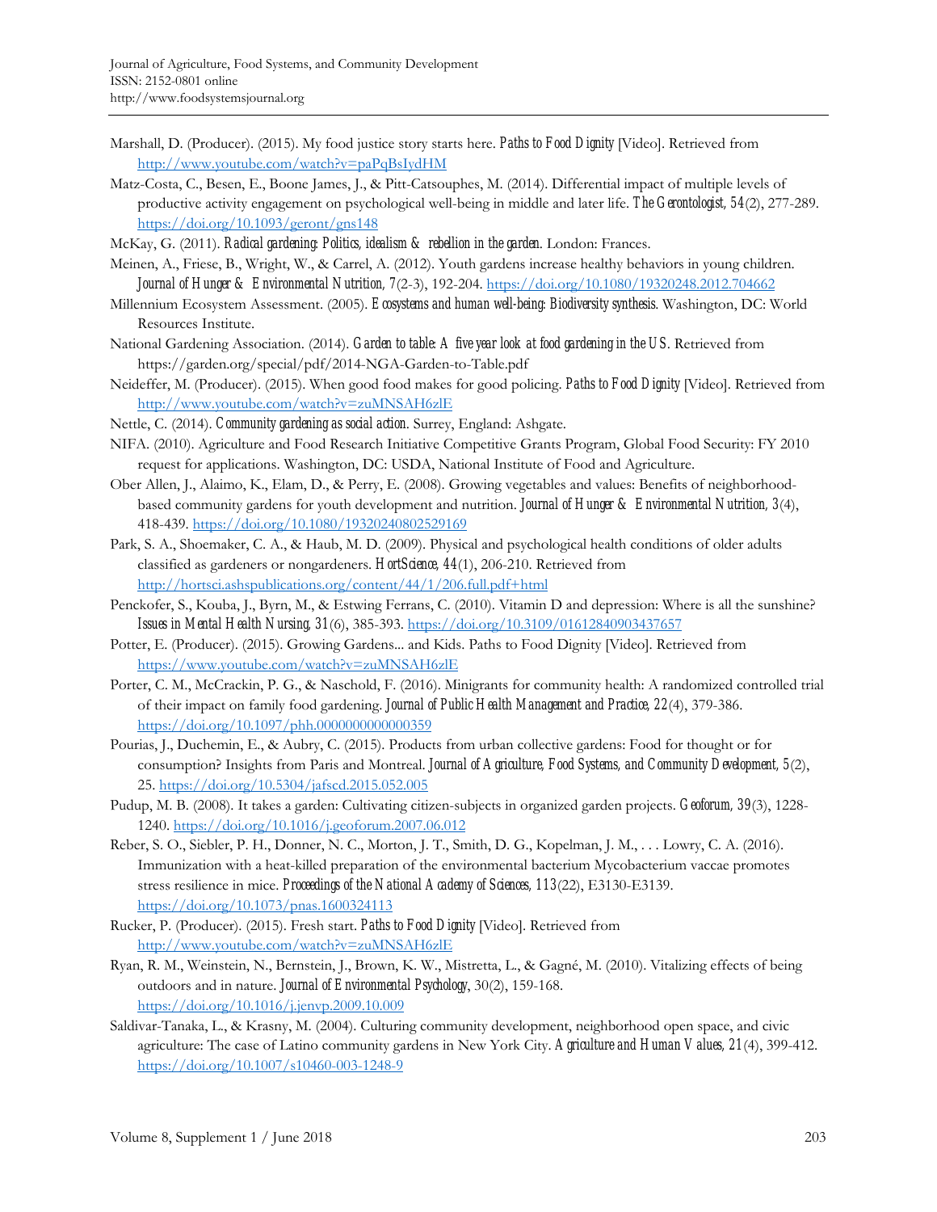Marshall, D. (Producer). (2015). My food justice story starts here. *Paths to Food Dignity* [Video]. Retrieved from http://www.youtube.com/watch?v=paPqBsIydHM

Matz-Costa, C., Besen, E., Boone James, J., & Pitt-Catsouphes, M. (2014). Differential impact of multiple levels of productive activity engagement on psychological well-being in middle and later life. *The Gerontologist, 54*(2), 277-289. https://doi.org/10.1093/geront/gns148

McKay, G. (2011). *Radical gardening: Politics, idealism & rebellion in the garden*. London: Frances.

Meinen, A., Friese, B., Wright, W., & Carrel, A. (2012). Youth gardens increase healthy behaviors in young children. *Journal of Hunger & Environmental Nutrition, 7*(2-3), 192-204. https://doi.org/10.1080/19320248.2012.704662

Millennium Ecosystem Assessment. (2005). *Ecosystems and human well-being: Biodiversity synthesis.* Washington, DC: World Resources Institute.

National Gardening Association. (2014). *Garden to table: A five year look at food gardening in the US.* Retrieved from https://garden.org/special/pdf/2014-NGA-Garden-to-Table.pdf

Neideffer, M. (Producer). (2015). When good food makes for good policing. *Paths to Food Dignity* [Video]. Retrieved from http://www.youtube.com/watch?v=zuMNSAH6zlE

Nettle, C. (2014). *Community gardening as social action.* Surrey, England: Ashgate.

NIFA. (2010). Agriculture and Food Research Initiative Competitive Grants Program, Global Food Security: FY 2010 request for applications. Washington, DC: USDA, National Institute of Food and Agriculture.

Ober Allen, J., Alaimo, K., Elam, D., & Perry, E. (2008). Growing vegetables and values: Benefits of neighborhood-based community gardens for youth development and nutrition. *Journal of Hunger & Environmental Nutrition, 3*(4), 418-439. https://doi.org/10.1080/19320240802529169

Park, S. A., Shoemaker, C. A., & Haub, M. D. (2009). Physical and psychological health conditions of older adults classified as gardeners or nongardeners. *HortScience, 44*(1), 206-210. Retrieved from http://hortsci.ashspublications.org/content/44/1/206.full.pdf+html

Penckofer, S., Kouba, J., Byrn, M., & Estwing Ferrans, C. (2010). Vitamin D and depression: Where is all the sunshine? *Issues in Mental Health Nursing, 31*(6), 385-393. https://doi.org/10.3109/01612840903437657

Potter, E. (Producer). (2015). Growing Gardens... and Kids. Paths to Food Dignity [Video]. Retrieved from https://www.youtube.com/watch?v=zuMNSAH6zlE

Porter, C. M., McCrackin, P. G., & Naschold, F. (2016). Minigrants for community health: A randomized controlled trial of their impact on family food gardening. *Journal of Public Health Management and Practice, 22*(4), 379-386. https://doi.org/10.1097/phh.0000000000000359

Pourias, J., Duchemin, E., & Aubry, C. (2015). Products from urban collective gardens: Food for thought or for consumption? Insights from Paris and Montreal. *Journal of Agriculture, Food Systems, and Community Development, 5*(2), 25. https://doi.org/10.5304/jafscd.2015.052.005

Pudup, M. B. (2008). It takes a garden: Cultivating citizen-subjects in organized garden projects. *Geoforum, 39*(3), 1228-1240. https://doi.org/10.1016/j.geoforum.2007.06.012

Reber, S. O., Siebler, P. H., Donner, N. C., Morton, J. T., Smith, D. G., Kopelman, J. M., . . . Lowry, C. A. (2016). Immunization with a heat-killed preparation of the environmental bacterium Mycobacterium vaccae promotes stress resilience in mice. *Proceedings of the National Academy of Sciences, 113*(22), E3130-E3139. https://doi.org/10.1073/pnas.1600324113

Rucker, P. (Producer). (2015). Fresh start. *Paths to Food Dignity* [Video]. Retrieved from http://www.youtube.com/watch?v=zuMNSAH6zlE

Ryan, R. M., Weinstein, N., Bernstein, J., Brown, K. W., Mistretta, L., & Gagné, M. (2010). Vitalizing effects of being outdoors and in nature. *Journal of Environmental Psychology*, 30(2), 159-168. https://doi.org/10.1016/j.jenvp.2009.10.009

Saldivar-Tanaka, L., & Krasny, M. (2004). Culturing community development, neighborhood open space, and civic agriculture: The case of Latino community gardens in New York City. *Agriculture and Human Values, 21*(4), 399-412. https://doi.org/10.1007/s10460-003-1248-9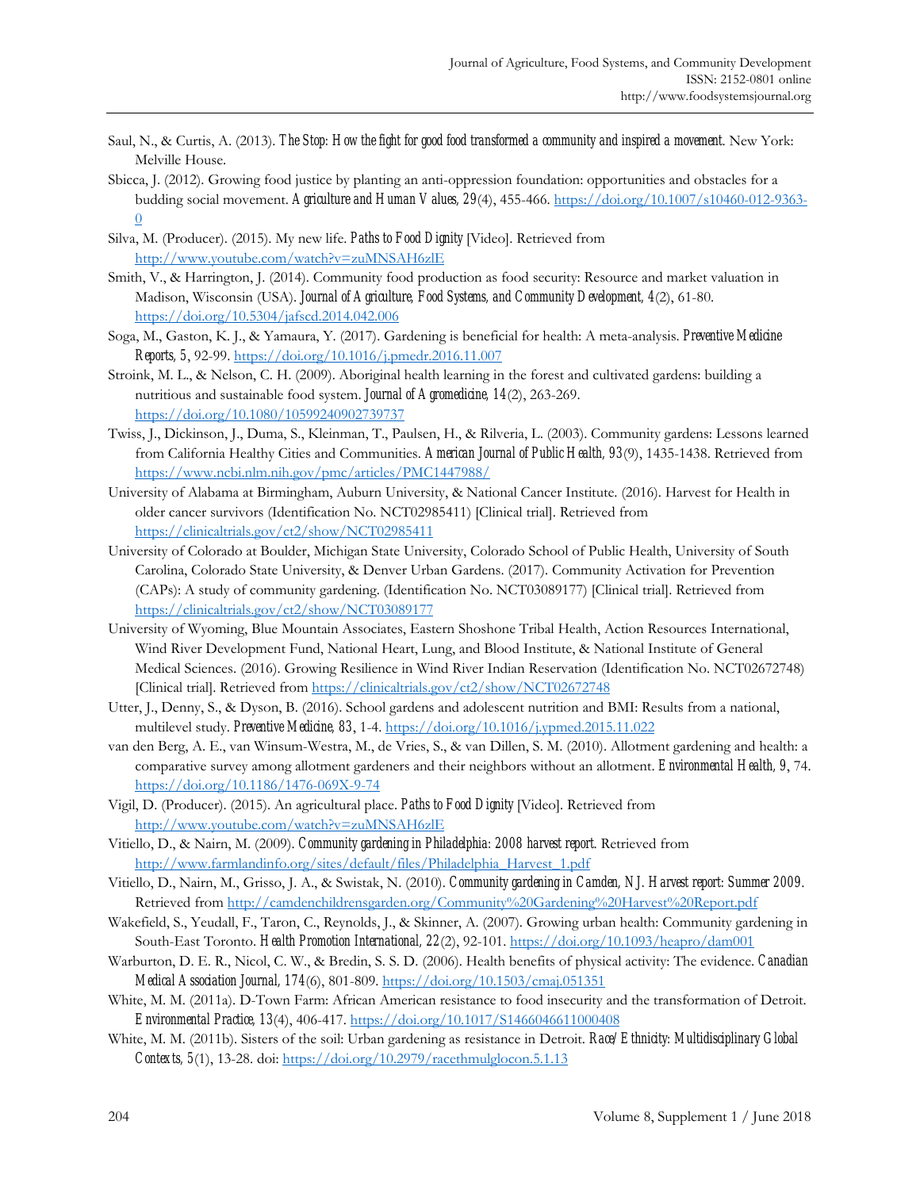Saul, N., & Curtis, A. (2013). *The Stop: How the fight for good food transformed a community and inspired a movement*. New York: Melville House.

Sbicca, J. (2012). Growing food justice by planting an anti-oppression foundation: opportunities and obstacles for a budding social movement. *Agriculture and Human Values, 29*(4), 455-466. https://doi.org/10.1007/s10460-012-9363-0

Silva, M. (Producer). (2015). My new life. *Paths to Food Dignity* [Video]. Retrieved from http://www.youtube.com/watch?v=zuMNSAH6zlE

Smith, V., & Harrington, J. (2014). Community food production as food security: Resource and market valuation in Madison, Wisconsin (USA). *Journal of Agriculture, Food Systems, and Community Development, 4*(2), 61-80. https://doi.org/10.5304/jafscd.2014.042.006

Soga, M., Gaston, K. J., & Yamaura, Y. (2017). Gardening is beneficial for health: A meta-analysis. *Preventive Medicine Reports, 5*, 92-99. https://doi.org/10.1016/j.pmedr.2016.11.007

Stroink, M. L., & Nelson, C. H. (2009). Aboriginal health learning in the forest and cultivated gardens: building a nutritious and sustainable food system. *Journal of Agromedicine, 14*(2), 263-269. https://doi.org/10.1080/10599240902739737

Twiss, J., Dickinson, J., Duma, S., Kleinman, T., Paulsen, H., & Rilveria, L. (2003). Community gardens: Lessons learned from California Healthy Cities and Communities. *American Journal of Public Health, 93*(9), 1435-1438. Retrieved from https://www.ncbi.nlm.nih.gov/pmc/articles/PMC1447988/

University of Alabama at Birmingham, Auburn University, & National Cancer Institute. (2016). Harvest for Health in older cancer survivors (Identification No. NCT02985411) [Clinical trial]. Retrieved from https://clinicaltrials.gov/ct2/show/NCT02985411

University of Colorado at Boulder, Michigan State University, Colorado School of Public Health, University of South Carolina, Colorado State University, & Denver Urban Gardens. (2017). Community Activation for Prevention (CAPs): A study of community gardening. (Identification No. NCT03089177) [Clinical trial]. Retrieved from https://clinicaltrials.gov/ct2/show/NCT03089177

University of Wyoming, Blue Mountain Associates, Eastern Shoshone Tribal Health, Action Resources International, Wind River Development Fund, National Heart, Lung, and Blood Institute, & National Institute of General Medical Sciences. (2016). Growing Resilience in Wind River Indian Reservation (Identification No. NCT02672748) [Clinical trial]. Retrieved from https://clinicaltrials.gov/ct2/show/NCT02672748

Utter, J., Denny, S., & Dyson, B. (2016). School gardens and adolescent nutrition and BMI: Results from a national, multilevel study. *Preventive Medicine, 83*, 1-4. https://doi.org/10.1016/j.ypmed.2015.11.022

van den Berg, A. E., van Winsum-Westra, M., de Vries, S., & van Dillen, S. M. (2010). Allotment gardening and health: a comparative survey among allotment gardeners and their neighbors without an allotment. *Environmental Health, 9*, 74. https://doi.org/10.1186/1476-069X-9-74

Vigil, D. (Producer). (2015). An agricultural place. *Paths to Food Dignity* [Video]. Retrieved from http://www.youtube.com/watch?v=zuMNSAH6zlE

Vitiello, D., & Nairn, M. (2009). *Community gardening in Philadelphia: 2008 harvest report*. Retrieved from http://www.farmlandinfo.org/sites/default/files/Philadelphia_Harvest_1.pdf

Vitiello, D., Nairn, M., Grisso, J. A., & Swistak, N. (2010). *Community gardening in Camden, NJ. Harvest report: Summer 2009*. Retrieved from http://camdenchildrensgarden.org/Community%20Gardening%20Harvest%20Report.pdf

Wakefield, S., Yeudall, F., Taron, C., Reynolds, J., & Skinner, A. (2007). Growing urban health: Community gardening in South-East Toronto. *Health Promotion International, 22*(2), 92-101. https://doi.org/10.1093/heapro/dam001

Warburton, D. E. R., Nicol, C. W., & Bredin, S. S. D. (2006). Health benefits of physical activity: The evidence. *Canadian Medical Association Journal, 174*(6), 801-809. https://doi.org/10.1503/cmaj.051351

White, M. M. (2011a). D-Town Farm: African American resistance to food insecurity and the transformation of Detroit. *Environmental Practice, 13*(4), 406-417. https://doi.org/10.1017/S1466046611000408

White, M. M. (2011b). Sisters of the soil: Urban gardening as resistance in Detroit. *Race/Ethnicity: Multidisciplinary Global Contexts, 5*(1), 13-28. doi: https://doi.org/10.2979/racethmulglocon.5.1.13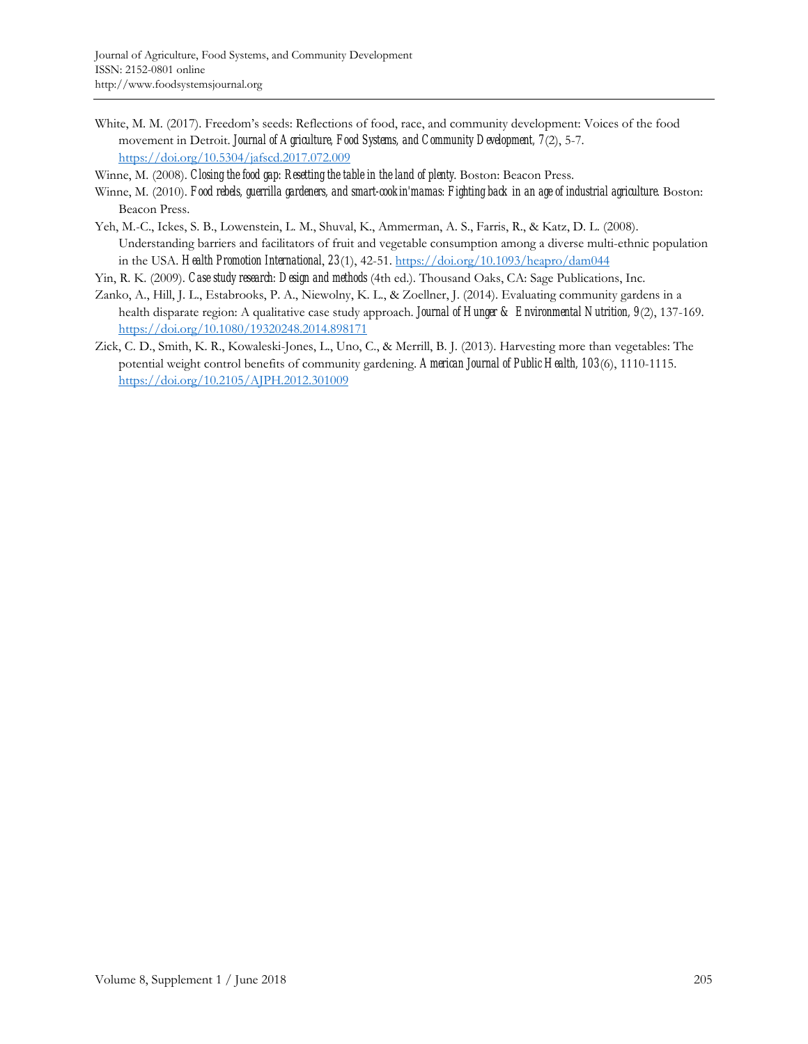White, M. M. (2017). Freedom's seeds: Reflections of food, race, and community development: Voices of the food movement in Detroit. *Journal of Agriculture, Food Systems, and Community Development, 7*(2), 5-7. https://doi.org/10.5304/jafscd.2017.072.009

Winne, M. (2008). *Closing the food gap: Resetting the table in the land of plenty.* Boston: Beacon Press.

Winne, M. (2010). *Food rebels, guerrilla gardeners, and smart-cookin'mamas: Fighting back in an age of industrial agriculture.* Boston: Beacon Press.

Yeh, M.-C., Ickes, S. B., Lowenstein, L. M., Shuval, K., Ammerman, A. S., Farris, R., & Katz, D. L. (2008). Understanding barriers and facilitators of fruit and vegetable consumption among a diverse multi-ethnic population in the USA. *Health Promotion International, 23*(1), 42-51. https://doi.org/10.1093/heapro/dam044

Yin, R. K. (2009). *Case study research: Design and methods* (4th ed.). Thousand Oaks, CA: Sage Publications, Inc.

Zanko, A., Hill, J. L., Estabrooks, P. A., Niewolny, K. L., & Zoellner, J. (2014). Evaluating community gardens in a health disparate region: A qualitative case study approach. *Journal of Hunger & Environmental Nutrition, 9*(2), 137-169. https://doi.org/10.1080/19320248.2014.898171

Zick, C. D., Smith, K. R., Kowaleski-Jones, L., Uno, C., & Merrill, B. J. (2013). Harvesting more than vegetables: The potential weight control benefits of community gardening. *American Journal of Public Health, 103*(6), 1110-1115. https://doi.org/10.2105/AJPH.2012.301009